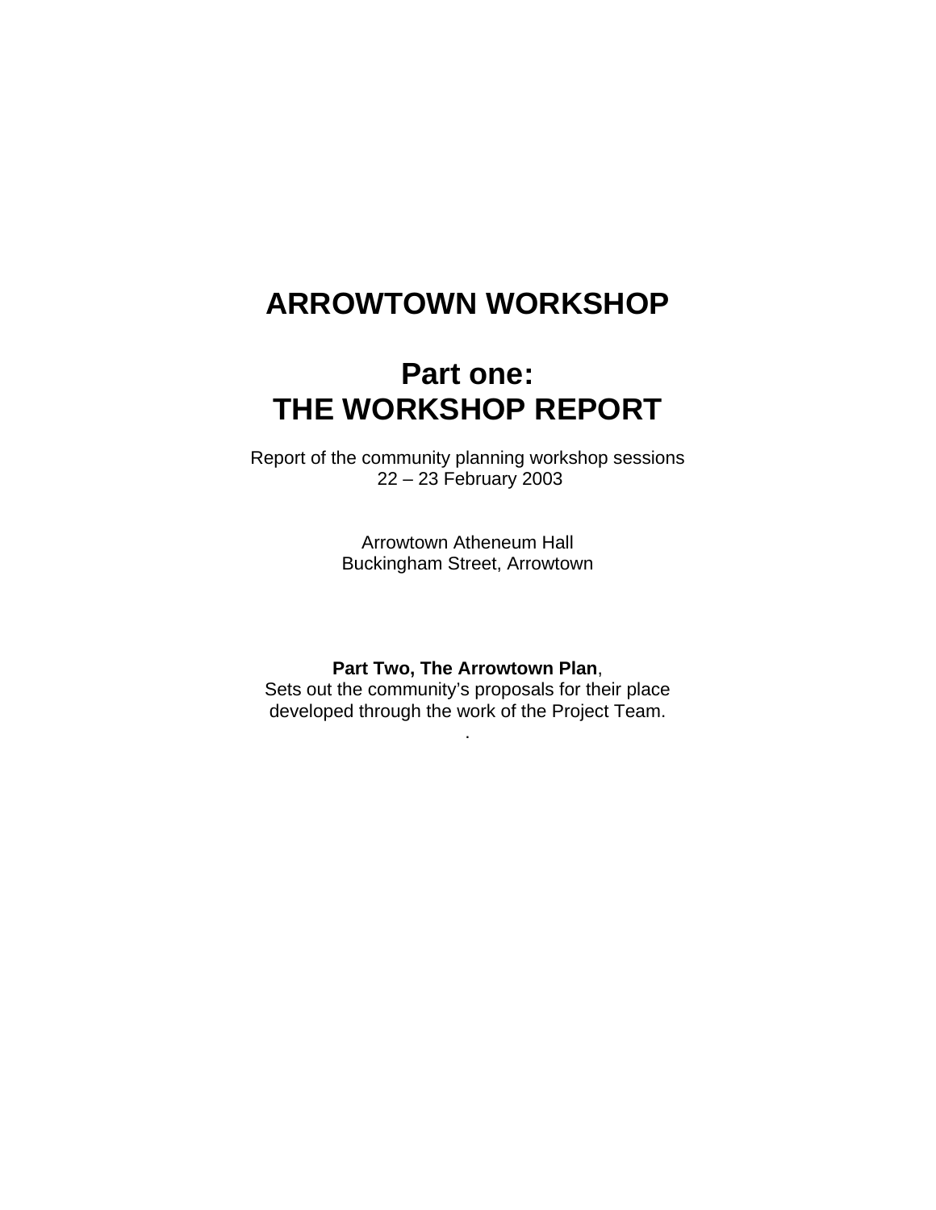# ARROWTOWN WORKSHOP

# Part one:
# THE WORKSHOP REPORT

Report of the community planning workshop sessions
22 – 23 February 2003

Arrowtown Atheneum Hall
Buckingham Street, Arrowtown

**Part Two, The Arrowtown Plan**,
Sets out the community's proposals for their place
developed through the work of the Project Team.
.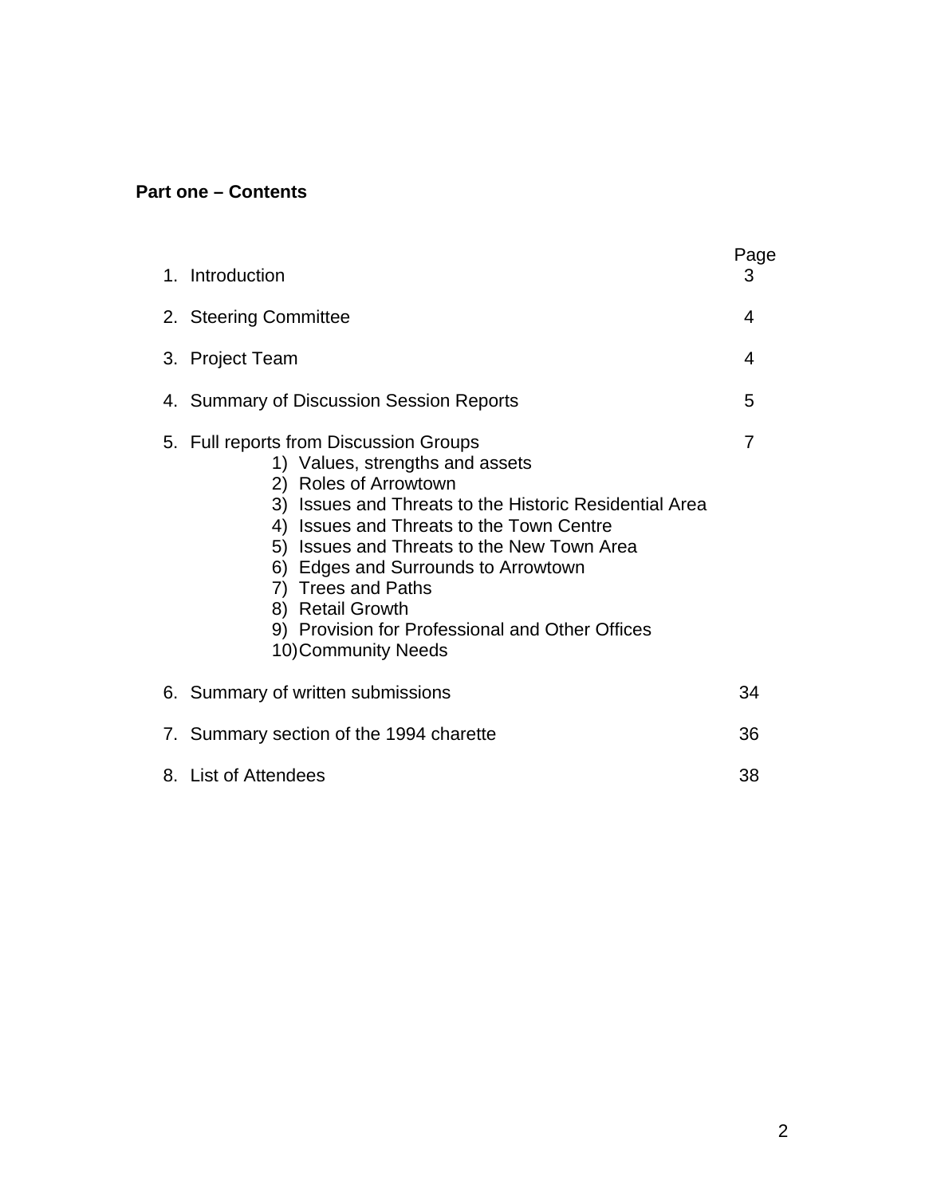**Part one – Contents**

| | Page |
|---|---|
| 1. Introduction | 3 |
| 2. Steering Committee | 4 |
| 3. Project Team | 4 |
| 4. Summary of Discussion Session Reports | 5 |
| 5. Full reports from Discussion Groups | 7 |
| 1) Values, strengths and assets | |
| 2) Roles of Arrowtown | |
| 3) Issues and Threats to the Historic Residential Area | |
| 4) Issues and Threats to the Town Centre | |
| 5) Issues and Threats to the New Town Area | |
| 6) Edges and Surrounds to Arrowtown | |
| 7) Trees and Paths | |
| 8) Retail Growth | |
| 9) Provision for Professional and Other Offices | |
| 10) Community Needs | |
| 6. Summary of written submissions | 34 |
| 7. Summary section of the 1994 charette | 36 |
| 8. List of Attendees | 38 |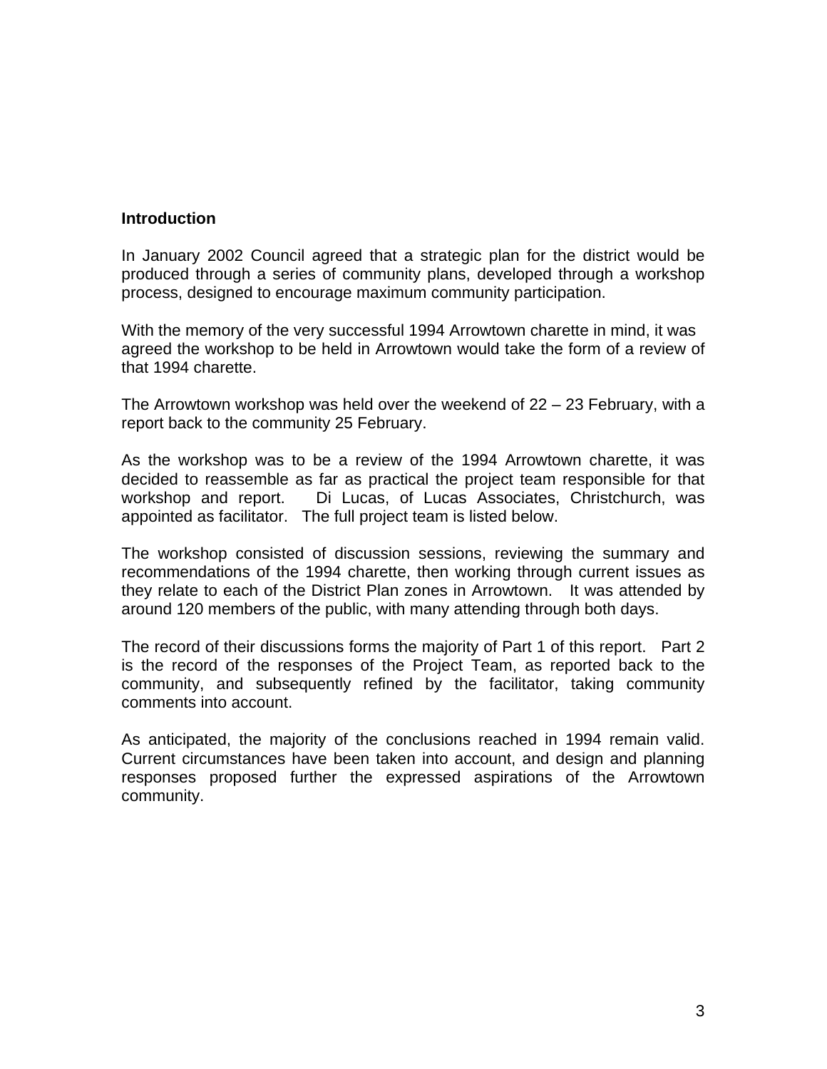## Introduction

In January 2002 Council agreed that a strategic plan for the district would be produced through a series of community plans, developed through a workshop process, designed to encourage maximum community participation.

With the memory of the very successful 1994 Arrowtown charette in mind, it was agreed the workshop to be held in Arrowtown would take the form of a review of that 1994 charette.

The Arrowtown workshop was held over the weekend of 22 – 23 February, with a report back to the community 25 February.

As the workshop was to be a review of the 1994 Arrowtown charette, it was decided to reassemble as far as practical the project team responsible for that workshop and report. Di Lucas, of Lucas Associates, Christchurch, was appointed as facilitator. The full project team is listed below.

The workshop consisted of discussion sessions, reviewing the summary and recommendations of the 1994 charette, then working through current issues as they relate to each of the District Plan zones in Arrowtown. It was attended by around 120 members of the public, with many attending through both days.

The record of their discussions forms the majority of Part 1 of this report. Part 2 is the record of the responses of the Project Team, as reported back to the community, and subsequently refined by the facilitator, taking community comments into account.

As anticipated, the majority of the conclusions reached in 1994 remain valid. Current circumstances have been taken into account, and design and planning responses proposed further the expressed aspirations of the Arrowtown community.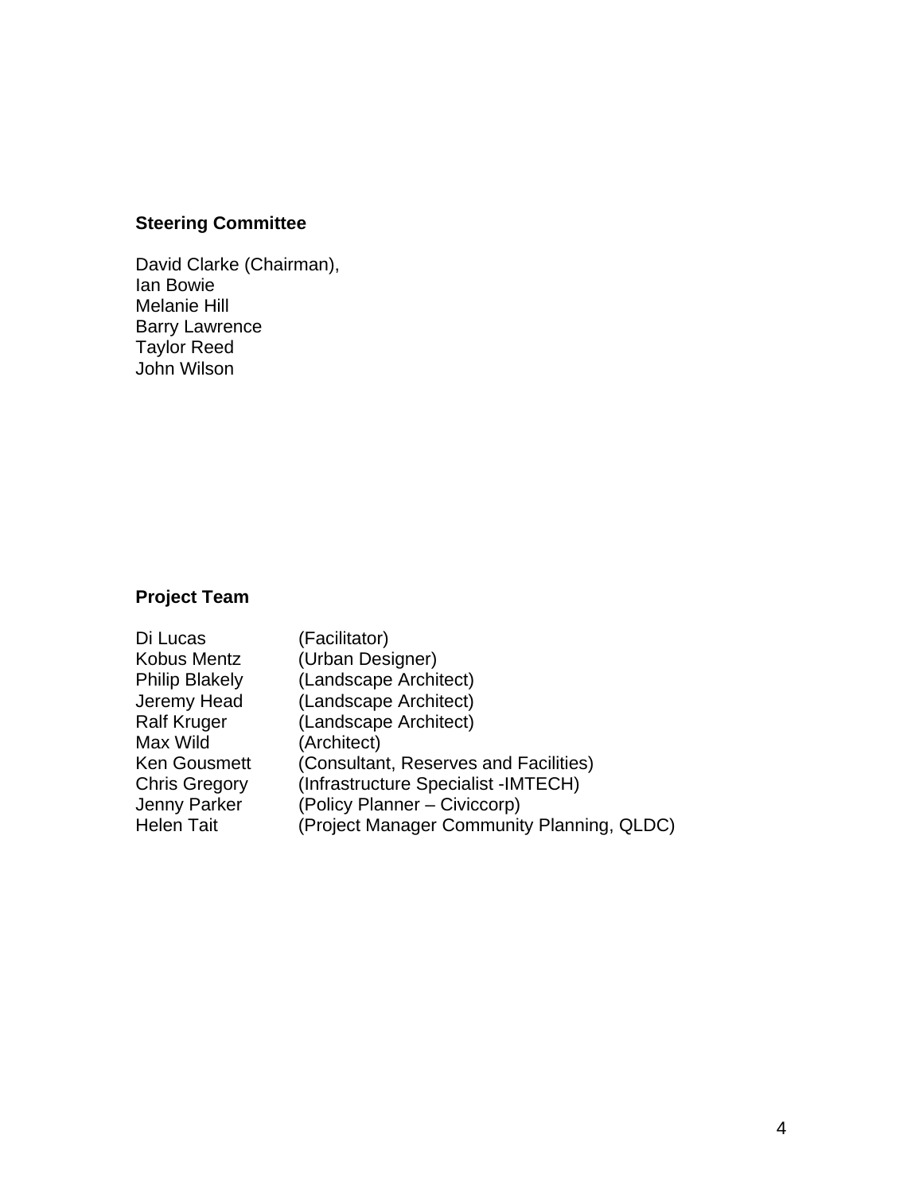**Steering Committee**

David Clarke (Chairman),
Ian Bowie
Melanie Hill
Barry Lawrence
Taylor Reed
John Wilson

**Project Team**

| | |
|---|---|
| Di Lucas | (Facilitator) |
| Kobus Mentz | (Urban Designer) |
| Philip Blakely | (Landscape Architect) |
| Jeremy Head | (Landscape Architect) |
| Ralf Kruger | (Landscape Architect) |
| Max Wild | (Architect) |
| Ken Gousmett | (Consultant, Reserves and Facilities) |
| Chris Gregory | (Infrastructure Specialist -IMTECH) |
| Jenny Parker | (Policy Planner – Civiccorp) |
| Helen Tait | (Project Manager Community Planning, QLDC) |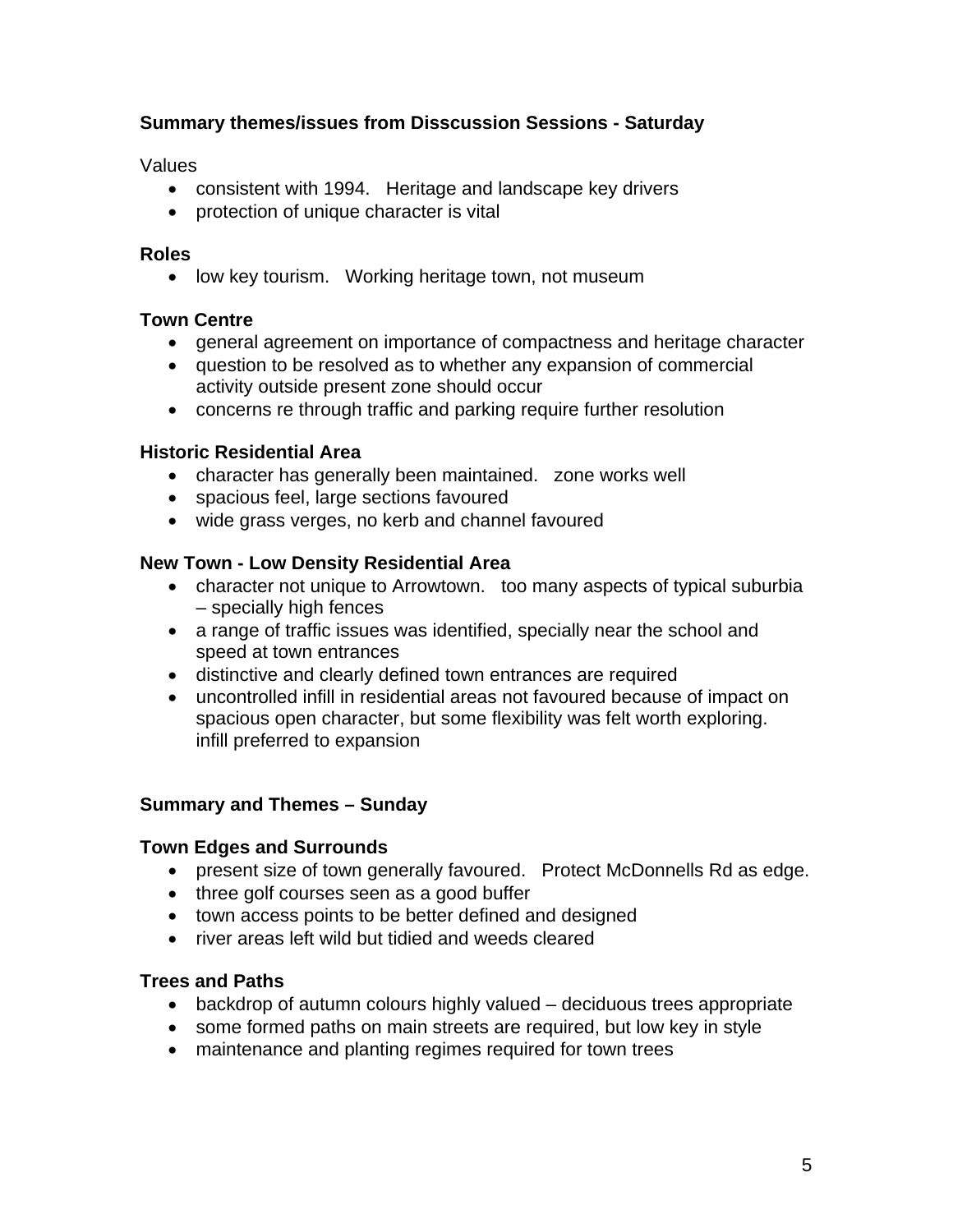**Summary themes/issues from Disscussion Sessions - Saturday**

Values

- consistent with 1994. Heritage and landscape key drivers
- protection of unique character is vital

**Roles**

- low key tourism. Working heritage town, not museum

**Town Centre**

- general agreement on importance of compactness and heritage character
- question to be resolved as to whether any expansion of commercial activity outside present zone should occur
- concerns re through traffic and parking require further resolution

**Historic Residential Area**

- character has generally been maintained. zone works well
- spacious feel, large sections favoured
- wide grass verges, no kerb and channel favoured

**New Town - Low Density Residential Area**

- character not unique to Arrowtown. too many aspects of typical suburbia – specially high fences
- a range of traffic issues was identified, specially near the school and speed at town entrances
- distinctive and clearly defined town entrances are required
- uncontrolled infill in residential areas not favoured because of impact on spacious open character, but some flexibility was felt worth exploring. infill preferred to expansion

**Summary and Themes – Sunday**

**Town Edges and Surrounds**

- present size of town generally favoured. Protect McDonnells Rd as edge.
- three golf courses seen as a good buffer
- town access points to be better defined and designed
- river areas left wild but tidied and weeds cleared

**Trees and Paths**

- backdrop of autumn colours highly valued – deciduous trees appropriate
- some formed paths on main streets are required, but low key in style
- maintenance and planting regimes required for town trees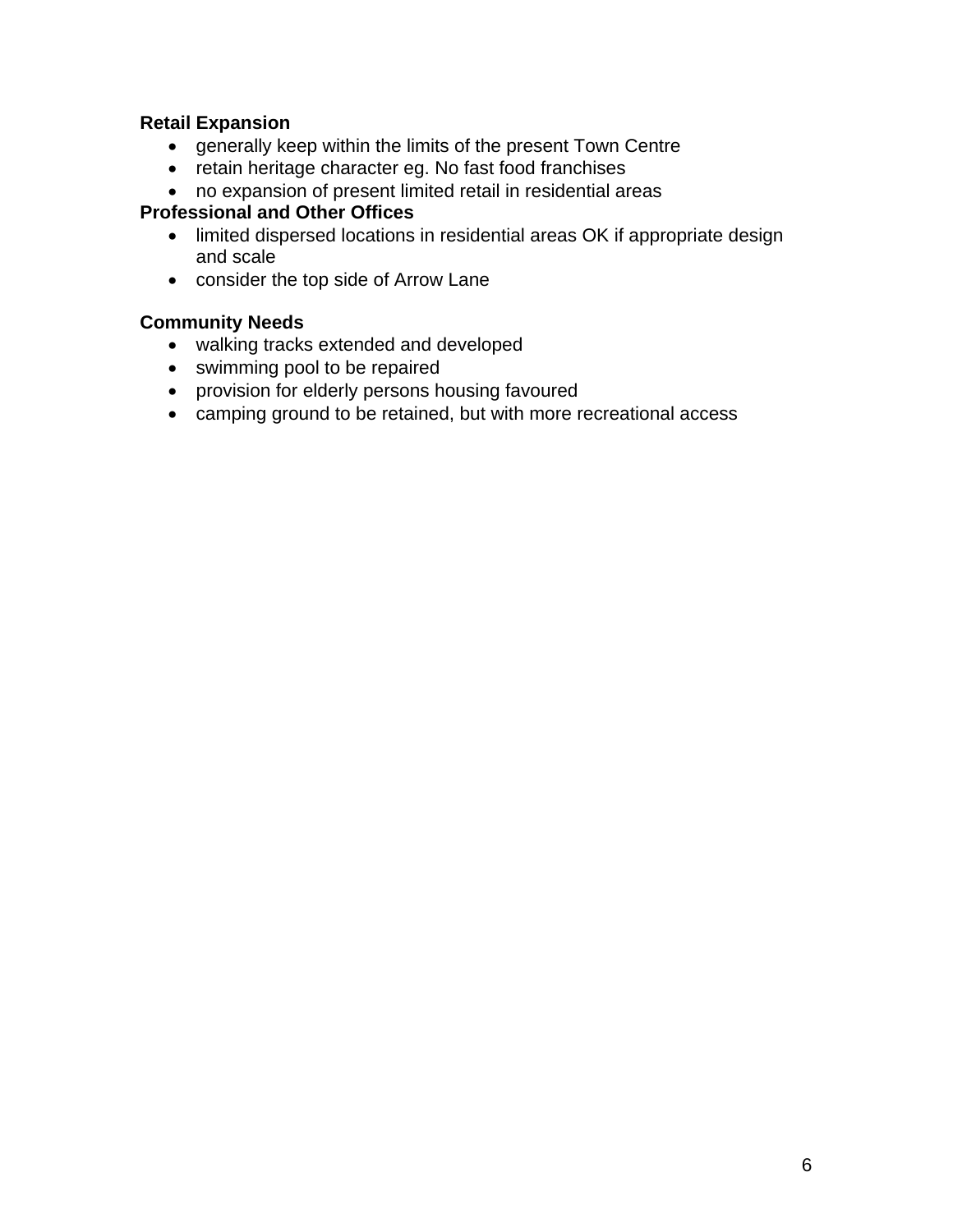**Retail Expansion**

- generally keep within the limits of the present Town Centre
- retain heritage character eg. No fast food franchises
- no expansion of present limited retail in residential areas

**Professional and Other Offices**

- limited dispersed locations in residential areas OK if appropriate design and scale
- consider the top side of Arrow Lane

**Community Needs**

- walking tracks extended and developed
- swimming pool to be repaired
- provision for elderly persons housing favoured
- camping ground to be retained, but with more recreational access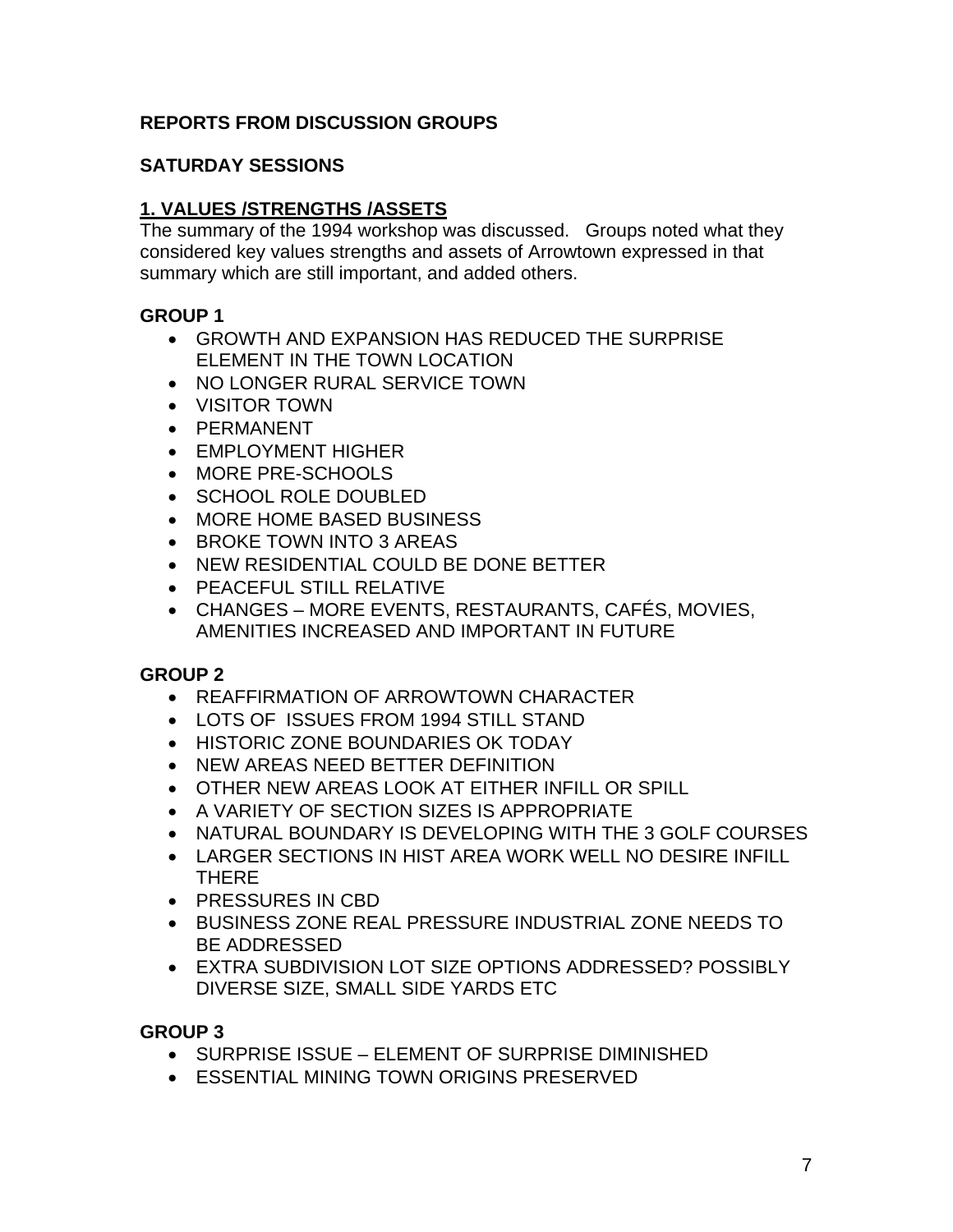**REPORTS FROM DISCUSSION GROUPS**

**SATURDAY SESSIONS**

## 1. VALUES /STRENGTHS /ASSETS

The summary of the 1994 workshop was discussed. Groups noted what they considered key values strengths and assets of Arrowtown expressed in that summary which are still important, and added others.

### GROUP 1

- GROWTH AND EXPANSION HAS REDUCED THE SURPRISE ELEMENT IN THE TOWN LOCATION
- NO LONGER RURAL SERVICE TOWN
- VISITOR TOWN
- PERMANENT
- EMPLOYMENT HIGHER
- MORE PRE-SCHOOLS
- SCHOOL ROLE DOUBLED
- MORE HOME BASED BUSINESS
- BROKE TOWN INTO 3 AREAS
- NEW RESIDENTIAL COULD BE DONE BETTER
- PEACEFUL STILL RELATIVE
- CHANGES – MORE EVENTS, RESTAURANTS, CAFÉS, MOVIES, AMENITIES INCREASED AND IMPORTANT IN FUTURE

### GROUP 2

- REAFFIRMATION OF ARROWTOWN CHARACTER
- LOTS OF ISSUES FROM 1994 STILL STAND
- HISTORIC ZONE BOUNDARIES OK TODAY
- NEW AREAS NEED BETTER DEFINITION
- OTHER NEW AREAS LOOK AT EITHER INFILL OR SPILL
- A VARIETY OF SECTION SIZES IS APPROPRIATE
- NATURAL BOUNDARY IS DEVELOPING WITH THE 3 GOLF COURSES
- LARGER SECTIONS IN HIST AREA WORK WELL NO DESIRE INFILL THERE
- PRESSURES IN CBD
- BUSINESS ZONE REAL PRESSURE INDUSTRIAL ZONE NEEDS TO BE ADDRESSED
- EXTRA SUBDIVISION LOT SIZE OPTIONS ADDRESSED? POSSIBLY DIVERSE SIZE, SMALL SIDE YARDS ETC

### GROUP 3

- SURPRISE ISSUE – ELEMENT OF SURPRISE DIMINISHED
- ESSENTIAL MINING TOWN ORIGINS PRESERVED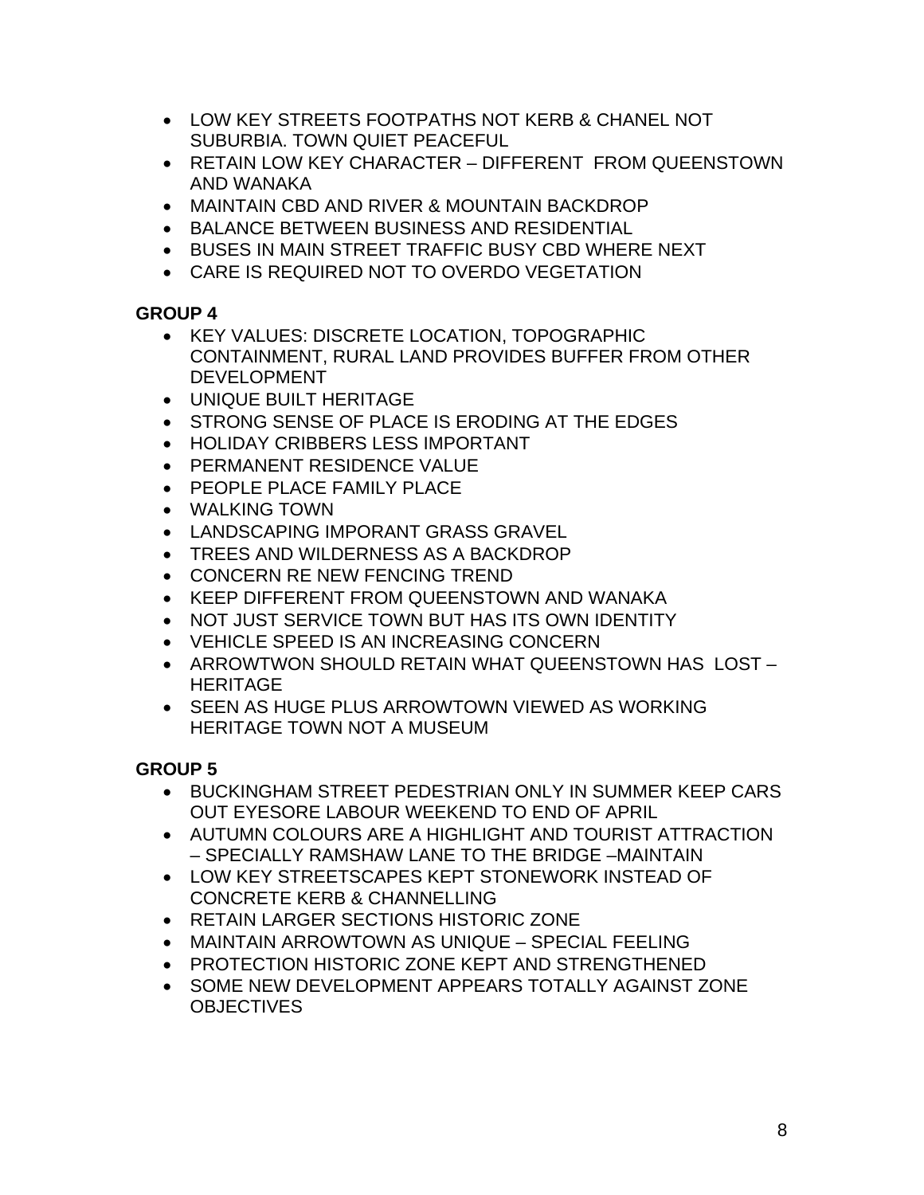- LOW KEY STREETS FOOTPATHS NOT KERB & CHANEL NOT SUBURBIA. TOWN QUIET PEACEFUL
- RETAIN LOW KEY CHARACTER – DIFFERENT FROM QUEENSTOWN AND WANAKA
- MAINTAIN CBD AND RIVER & MOUNTAIN BACKDROP
- BALANCE BETWEEN BUSINESS AND RESIDENTIAL
- BUSES IN MAIN STREET TRAFFIC BUSY CBD WHERE NEXT
- CARE IS REQUIRED NOT TO OVERDO VEGETATION

**GROUP 4**

- KEY VALUES: DISCRETE LOCATION, TOPOGRAPHIC CONTAINMENT, RURAL LAND PROVIDES BUFFER FROM OTHER DEVELOPMENT
- UNIQUE BUILT HERITAGE
- STRONG SENSE OF PLACE IS ERODING AT THE EDGES
- HOLIDAY CRIBBERS LESS IMPORTANT
- PERMANENT RESIDENCE VALUE
- PEOPLE PLACE FAMILY PLACE
- WALKING TOWN
- LANDSCAPING IMPORANT GRASS GRAVEL
- TREES AND WILDERNESS AS A BACKDROP
- CONCERN RE NEW FENCING TREND
- KEEP DIFFERENT FROM QUEENSTOWN AND WANAKA
- NOT JUST SERVICE TOWN BUT HAS ITS OWN IDENTITY
- VEHICLE SPEED IS AN INCREASING CONCERN
- ARROWTWON SHOULD RETAIN WHAT QUEENSTOWN HAS LOST – HERITAGE
- SEEN AS HUGE PLUS ARROWTOWN VIEWED AS WORKING HERITAGE TOWN NOT A MUSEUM

**GROUP 5**

- BUCKINGHAM STREET PEDESTRIAN ONLY IN SUMMER KEEP CARS OUT EYESORE LABOUR WEEKEND TO END OF APRIL
- AUTUMN COLOURS ARE A HIGHLIGHT AND TOURIST ATTRACTION – SPECIALLY RAMSHAW LANE TO THE BRIDGE –MAINTAIN
- LOW KEY STREETSCAPES KEPT STONEWORK INSTEAD OF CONCRETE KERB & CHANNELLING
- RETAIN LARGER SECTIONS HISTORIC ZONE
- MAINTAIN ARROWTOWN AS UNIQUE – SPECIAL FEELING
- PROTECTION HISTORIC ZONE KEPT AND STRENGTHENED
- SOME NEW DEVELOPMENT APPEARS TOTALLY AGAINST ZONE OBJECTIVES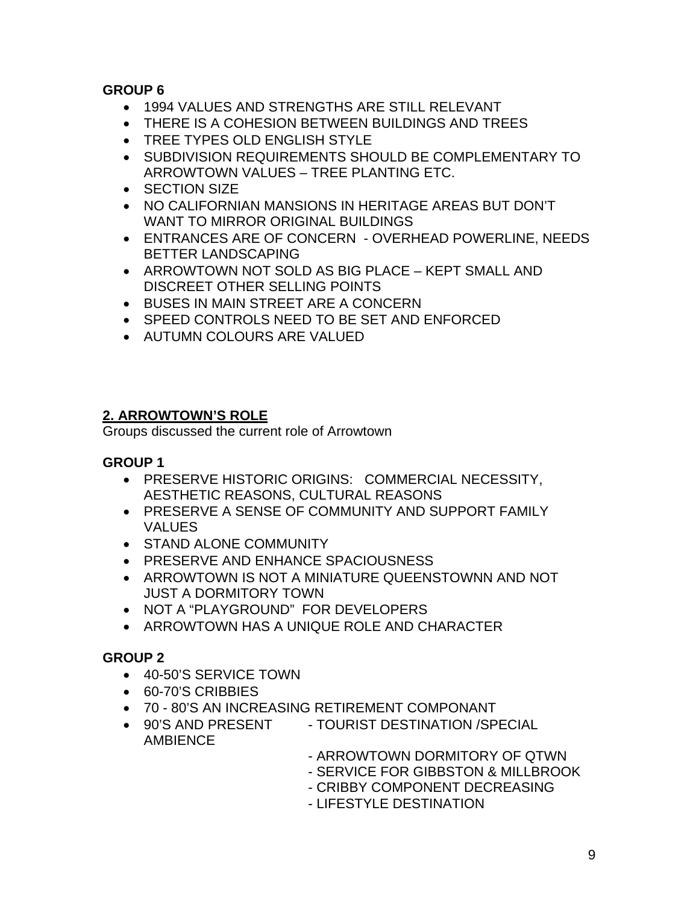**GROUP 6**

- 1994 VALUES AND STRENGTHS ARE STILL RELEVANT
- THERE IS A COHESION BETWEEN BUILDINGS AND TREES
- TREE TYPES OLD ENGLISH STYLE
- SUBDIVISION REQUIREMENTS SHOULD BE COMPLEMENTARY TO ARROWTOWN VALUES – TREE PLANTING ETC.
- SECTION SIZE
- NO CALIFORNIAN MANSIONS IN HERITAGE AREAS BUT DON'T WANT TO MIRROR ORIGINAL BUILDINGS
- ENTRANCES ARE OF CONCERN - OVERHEAD POWERLINE, NEEDS BETTER LANDSCAPING
- ARROWTOWN NOT SOLD AS BIG PLACE – KEPT SMALL AND DISCREET OTHER SELLING POINTS
- BUSES IN MAIN STREET ARE A CONCERN
- SPEED CONTROLS NEED TO BE SET AND ENFORCED
- AUTUMN COLOURS ARE VALUED

## 2. ARROWTOWN'S ROLE

Groups discussed the current role of Arrowtown

**GROUP 1**

- PRESERVE HISTORIC ORIGINS: COMMERCIAL NECESSITY, AESTHETIC REASONS, CULTURAL REASONS
- PRESERVE A SENSE OF COMMUNITY AND SUPPORT FAMILY VALUES
- STAND ALONE COMMUNITY
- PRESERVE AND ENHANCE SPACIOUSNESS
- ARROWTOWN IS NOT A MINIATURE QUEENSTOWNN AND NOT JUST A DORMITORY TOWN
- NOT A "PLAYGROUND" FOR DEVELOPERS
- ARROWTOWN HAS A UNIQUE ROLE AND CHARACTER

**GROUP 2**

- 40-50'S SERVICE TOWN
- 60-70'S CRIBBIES
- 70 - 80'S AN INCREASING RETIREMENT COMPONANT
- 90'S AND PRESENT
  - TOURIST DESTINATION /SPECIAL AMBIENCE
  - ARROWTOWN DORMITORY OF QTWN
  - SERVICE FOR GIBBSTON & MILLBROOK
  - CRIBBY COMPONENT DECREASING
  - LIFESTYLE DESTINATION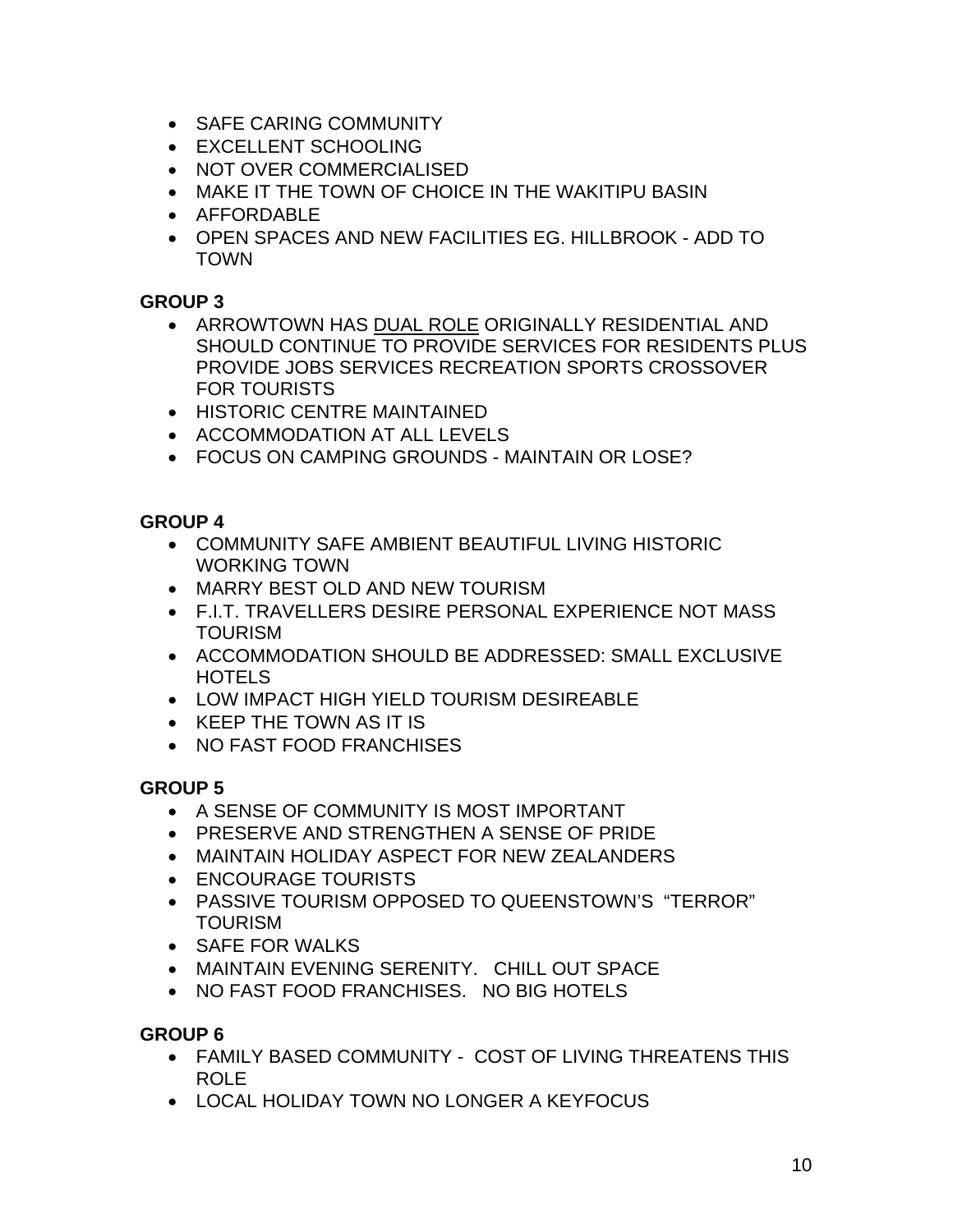- SAFE CARING COMMUNITY
- EXCELLENT SCHOOLING
- NOT OVER COMMERCIALISED
- MAKE IT THE TOWN OF CHOICE IN THE WAKITIPU BASIN
- AFFORDABLE
- OPEN SPACES AND NEW FACILITIES EG. HILLBROOK - ADD TO TOWN

**GROUP 3**

- ARROWTOWN HAS <u>DUAL ROLE</u> ORIGINALLY RESIDENTIAL AND SHOULD CONTINUE TO PROVIDE SERVICES FOR RESIDENTS PLUS PROVIDE JOBS SERVICES RECREATION SPORTS CROSSOVER FOR TOURISTS
- HISTORIC CENTRE MAINTAINED
- ACCOMMODATION AT ALL LEVELS
- FOCUS ON CAMPING GROUNDS - MAINTAIN OR LOSE?

**GROUP 4**

- COMMUNITY SAFE AMBIENT BEAUTIFUL LIVING HISTORIC WORKING TOWN
- MARRY BEST OLD AND NEW TOURISM
- F.I.T. TRAVELLERS DESIRE PERSONAL EXPERIENCE NOT MASS TOURISM
- ACCOMMODATION SHOULD BE ADDRESSED: SMALL EXCLUSIVE HOTELS
- LOW IMPACT HIGH YIELD TOURISM DESIREABLE
- KEEP THE TOWN AS IT IS
- NO FAST FOOD FRANCHISES

**GROUP 5**

- A SENSE OF COMMUNITY IS MOST IMPORTANT
- PRESERVE AND STRENGTHEN A SENSE OF PRIDE
- MAINTAIN HOLIDAY ASPECT FOR NEW ZEALANDERS
- ENCOURAGE TOURISTS
- PASSIVE TOURISM OPPOSED TO QUEENSTOWN'S "TERROR" TOURISM
- SAFE FOR WALKS
- MAINTAIN EVENING SERENITY. CHILL OUT SPACE
- NO FAST FOOD FRANCHISES. NO BIG HOTELS

**GROUP 6**

- FAMILY BASED COMMUNITY - COST OF LIVING THREATENS THIS ROLE
- LOCAL HOLIDAY TOWN NO LONGER A KEYFOCUS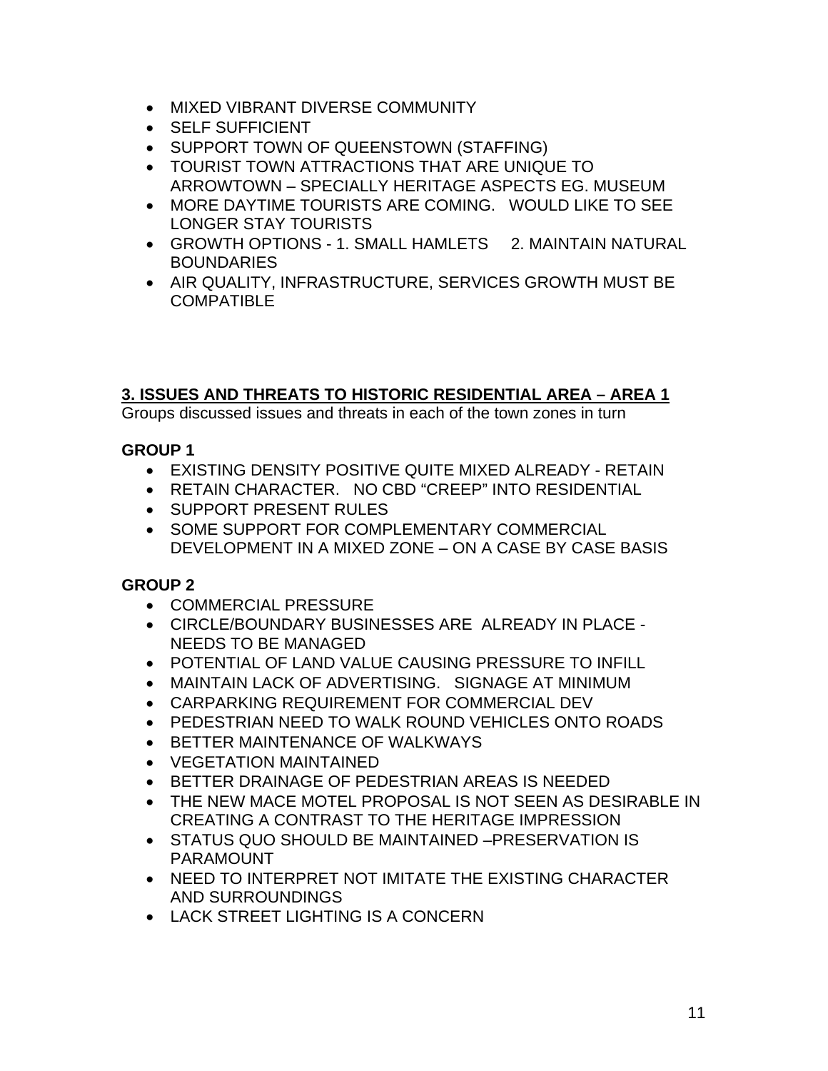- MIXED VIBRANT DIVERSE COMMUNITY
- SELF SUFFICIENT
- SUPPORT TOWN OF QUEENSTOWN (STAFFING)
- TOURIST TOWN ATTRACTIONS THAT ARE UNIQUE TO ARROWTOWN – SPECIALLY HERITAGE ASPECTS EG. MUSEUM
- MORE DAYTIME TOURISTS ARE COMING. WOULD LIKE TO SEE LONGER STAY TOURISTS
- GROWTH OPTIONS - 1. SMALL HAMLETS 2. MAINTAIN NATURAL BOUNDARIES
- AIR QUALITY, INFRASTRUCTURE, SERVICES GROWTH MUST BE COMPATIBLE

## 3. ISSUES AND THREATS TO HISTORIC RESIDENTIAL AREA – AREA 1

Groups discussed issues and threats in each of the town zones in turn

### GROUP 1

- EXISTING DENSITY POSITIVE QUITE MIXED ALREADY - RETAIN
- RETAIN CHARACTER. NO CBD "CREEP" INTO RESIDENTIAL
- SUPPORT PRESENT RULES
- SOME SUPPORT FOR COMPLEMENTARY COMMERCIAL DEVELOPMENT IN A MIXED ZONE – ON A CASE BY CASE BASIS

### GROUP 2

- COMMERCIAL PRESSURE
- CIRCLE/BOUNDARY BUSINESSES ARE ALREADY IN PLACE - NEEDS TO BE MANAGED
- POTENTIAL OF LAND VALUE CAUSING PRESSURE TO INFILL
- MAINTAIN LACK OF ADVERTISING. SIGNAGE AT MINIMUM
- CARPARKING REQUIREMENT FOR COMMERCIAL DEV
- PEDESTRIAN NEED TO WALK ROUND VEHICLES ONTO ROADS
- BETTER MAINTENANCE OF WALKWAYS
- VEGETATION MAINTAINED
- BETTER DRAINAGE OF PEDESTRIAN AREAS IS NEEDED
- THE NEW MACE MOTEL PROPOSAL IS NOT SEEN AS DESIRABLE IN CREATING A CONTRAST TO THE HERITAGE IMPRESSION
- STATUS QUO SHOULD BE MAINTAINED –PRESERVATION IS PARAMOUNT
- NEED TO INTERPRET NOT IMITATE THE EXISTING CHARACTER AND SURROUNDINGS
- LACK STREET LIGHTING IS A CONCERN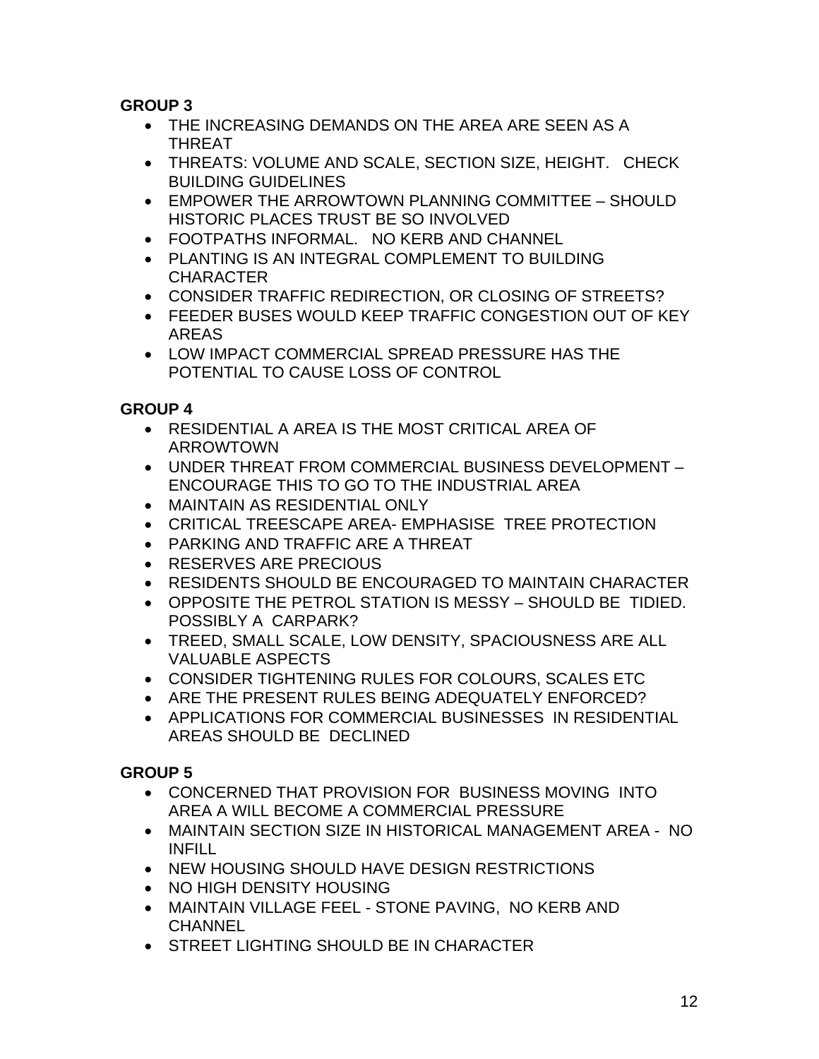**GROUP 3**

- THE INCREASING DEMANDS ON THE AREA ARE SEEN AS A THREAT
- THREATS: VOLUME AND SCALE, SECTION SIZE, HEIGHT. CHECK BUILDING GUIDELINES
- EMPOWER THE ARROWTOWN PLANNING COMMITTEE – SHOULD HISTORIC PLACES TRUST BE SO INVOLVED
- FOOTPATHS INFORMAL. NO KERB AND CHANNEL
- PLANTING IS AN INTEGRAL COMPLEMENT TO BUILDING CHARACTER
- CONSIDER TRAFFIC REDIRECTION, OR CLOSING OF STREETS?
- FEEDER BUSES WOULD KEEP TRAFFIC CONGESTION OUT OF KEY AREAS
- LOW IMPACT COMMERCIAL SPREAD PRESSURE HAS THE POTENTIAL TO CAUSE LOSS OF CONTROL

**GROUP 4**

- RESIDENTIAL A AREA IS THE MOST CRITICAL AREA OF ARROWTOWN
- UNDER THREAT FROM COMMERCIAL BUSINESS DEVELOPMENT – ENCOURAGE THIS TO GO TO THE INDUSTRIAL AREA
- MAINTAIN AS RESIDENTIAL ONLY
- CRITICAL TREESCAPE AREA- EMPHASISE TREE PROTECTION
- PARKING AND TRAFFIC ARE A THREAT
- RESERVES ARE PRECIOUS
- RESIDENTS SHOULD BE ENCOURAGED TO MAINTAIN CHARACTER
- OPPOSITE THE PETROL STATION IS MESSY – SHOULD BE TIDIED. POSSIBLY A CARPARK?
- TREED, SMALL SCALE, LOW DENSITY, SPACIOUSNESS ARE ALL VALUABLE ASPECTS
- CONSIDER TIGHTENING RULES FOR COLOURS, SCALES ETC
- ARE THE PRESENT RULES BEING ADEQUATELY ENFORCED?
- APPLICATIONS FOR COMMERCIAL BUSINESSES IN RESIDENTIAL AREAS SHOULD BE DECLINED

**GROUP 5**

- CONCERNED THAT PROVISION FOR BUSINESS MOVING INTO AREA A WILL BECOME A COMMERCIAL PRESSURE
- MAINTAIN SECTION SIZE IN HISTORICAL MANAGEMENT AREA - NO INFILL
- NEW HOUSING SHOULD HAVE DESIGN RESTRICTIONS
- NO HIGH DENSITY HOUSING
- MAINTAIN VILLAGE FEEL - STONE PAVING, NO KERB AND CHANNEL
- STREET LIGHTING SHOULD BE IN CHARACTER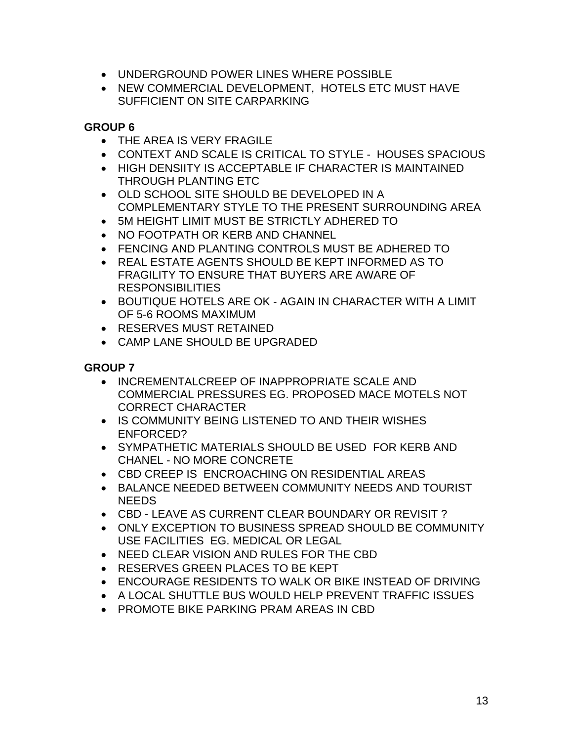- UNDERGROUND POWER LINES WHERE POSSIBLE
- NEW COMMERCIAL DEVELOPMENT,  HOTELS ETC MUST HAVE SUFFICIENT ON SITE CARPARKING

**GROUP 6**

- THE AREA IS VERY FRAGILE
- CONTEXT AND SCALE IS CRITICAL TO STYLE -  HOUSES SPACIOUS
- HIGH DENSIITY IS ACCEPTABLE IF CHARACTER IS MAINTAINED THROUGH PLANTING ETC
- OLD SCHOOL SITE SHOULD BE DEVELOPED IN A COMPLEMENTARY STYLE TO THE PRESENT SURROUNDING AREA
- 5M HEIGHT LIMIT MUST BE STRICTLY ADHERED TO
- NO FOOTPATH OR KERB AND CHANNEL
- FENCING AND PLANTING CONTROLS MUST BE ADHERED TO
- REAL ESTATE AGENTS SHOULD BE KEPT INFORMED AS TO FRAGILITY TO ENSURE THAT BUYERS ARE AWARE OF RESPONSIBILITIES
- BOUTIQUE HOTELS ARE OK - AGAIN IN CHARACTER WITH A LIMIT OF 5-6 ROOMS MAXIMUM
- RESERVES MUST RETAINED
- CAMP LANE SHOULD BE UPGRADED

**GROUP 7**

- INCREMENTALCREEP OF INAPPROPRIATE SCALE AND COMMERCIAL PRESSURES EG. PROPOSED MACE MOTELS NOT CORRECT CHARACTER
- IS COMMUNITY BEING LISTENED TO AND THEIR WISHES ENFORCED?
- SYMPATHETIC MATERIALS SHOULD BE USED  FOR KERB AND CHANEL - NO MORE CONCRETE
- CBD CREEP IS  ENCROACHING ON RESIDENTIAL AREAS
- BALANCE NEEDED BETWEEN COMMUNITY NEEDS AND TOURIST NEEDS
- CBD - LEAVE AS CURRENT CLEAR BOUNDARY OR REVISIT ?
- ONLY EXCEPTION TO BUSINESS SPREAD SHOULD BE COMMUNITY USE FACILITIES  EG. MEDICAL OR LEGAL
- NEED CLEAR VISION AND RULES FOR THE CBD
- RESERVES GREEN PLACES TO BE KEPT
- ENCOURAGE RESIDENTS TO WALK OR BIKE INSTEAD OF DRIVING
- A LOCAL SHUTTLE BUS WOULD HELP PREVENT TRAFFIC ISSUES
- PROMOTE BIKE PARKING PRAM AREAS IN CBD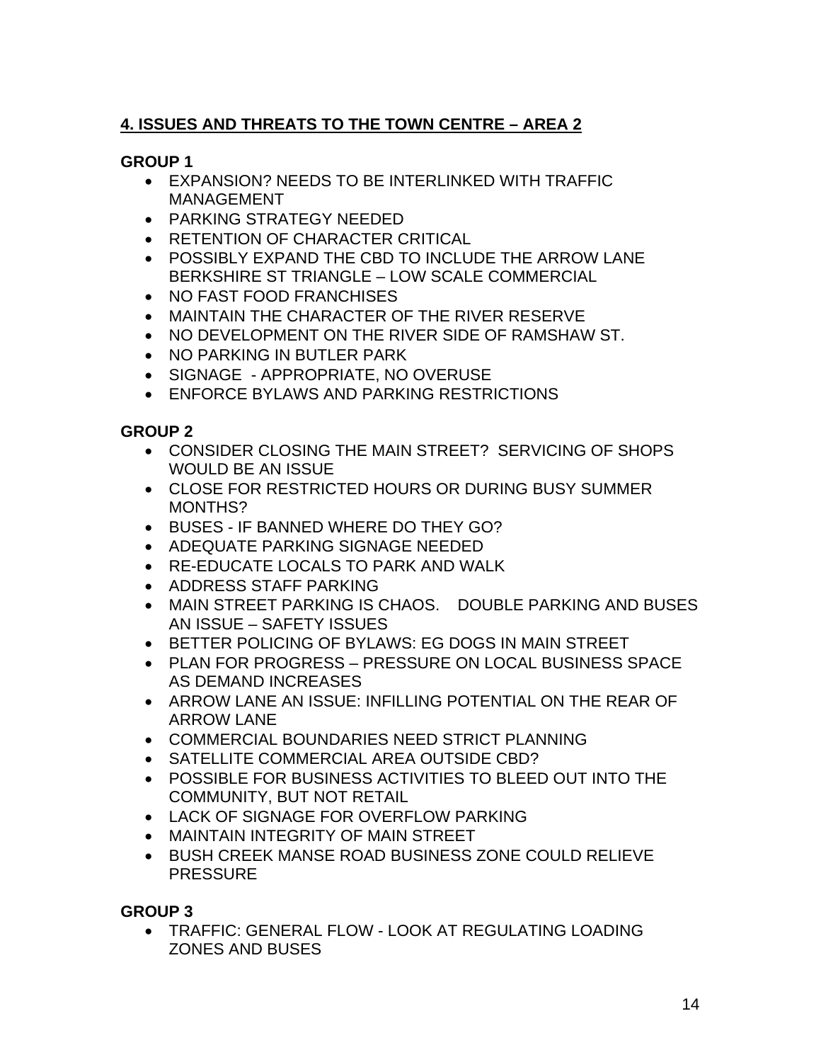## 4. ISSUES AND THREATS TO THE TOWN CENTRE – AREA 2

### GROUP 1

- EXPANSION? NEEDS TO BE INTERLINKED WITH TRAFFIC MANAGEMENT
- PARKING STRATEGY NEEDED
- RETENTION OF CHARACTER CRITICAL
- POSSIBLY EXPAND THE CBD TO INCLUDE THE ARROW LANE BERKSHIRE ST TRIANGLE – LOW SCALE COMMERCIAL
- NO FAST FOOD FRANCHISES
- MAINTAIN THE CHARACTER OF THE RIVER RESERVE
- NO DEVELOPMENT ON THE RIVER SIDE OF RAMSHAW ST.
- NO PARKING IN BUTLER PARK
- SIGNAGE - APPROPRIATE, NO OVERUSE
- ENFORCE BYLAWS AND PARKING RESTRICTIONS

### GROUP 2

- CONSIDER CLOSING THE MAIN STREET? SERVICING OF SHOPS WOULD BE AN ISSUE
- CLOSE FOR RESTRICTED HOURS OR DURING BUSY SUMMER MONTHS?
- BUSES - IF BANNED WHERE DO THEY GO?
- ADEQUATE PARKING SIGNAGE NEEDED
- RE-EDUCATE LOCALS TO PARK AND WALK
- ADDRESS STAFF PARKING
- MAIN STREET PARKING IS CHAOS. DOUBLE PARKING AND BUSES AN ISSUE – SAFETY ISSUES
- BETTER POLICING OF BYLAWS: EG DOGS IN MAIN STREET
- PLAN FOR PROGRESS – PRESSURE ON LOCAL BUSINESS SPACE AS DEMAND INCREASES
- ARROW LANE AN ISSUE: INFILLING POTENTIAL ON THE REAR OF ARROW LANE
- COMMERCIAL BOUNDARIES NEED STRICT PLANNING
- SATELLITE COMMERCIAL AREA OUTSIDE CBD?
- POSSIBLE FOR BUSINESS ACTIVITIES TO BLEED OUT INTO THE COMMUNITY, BUT NOT RETAIL
- LACK OF SIGNAGE FOR OVERFLOW PARKING
- MAINTAIN INTEGRITY OF MAIN STREET
- BUSH CREEK MANSE ROAD BUSINESS ZONE COULD RELIEVE PRESSURE

### GROUP 3

- TRAFFIC: GENERAL FLOW - LOOK AT REGULATING LOADING ZONES AND BUSES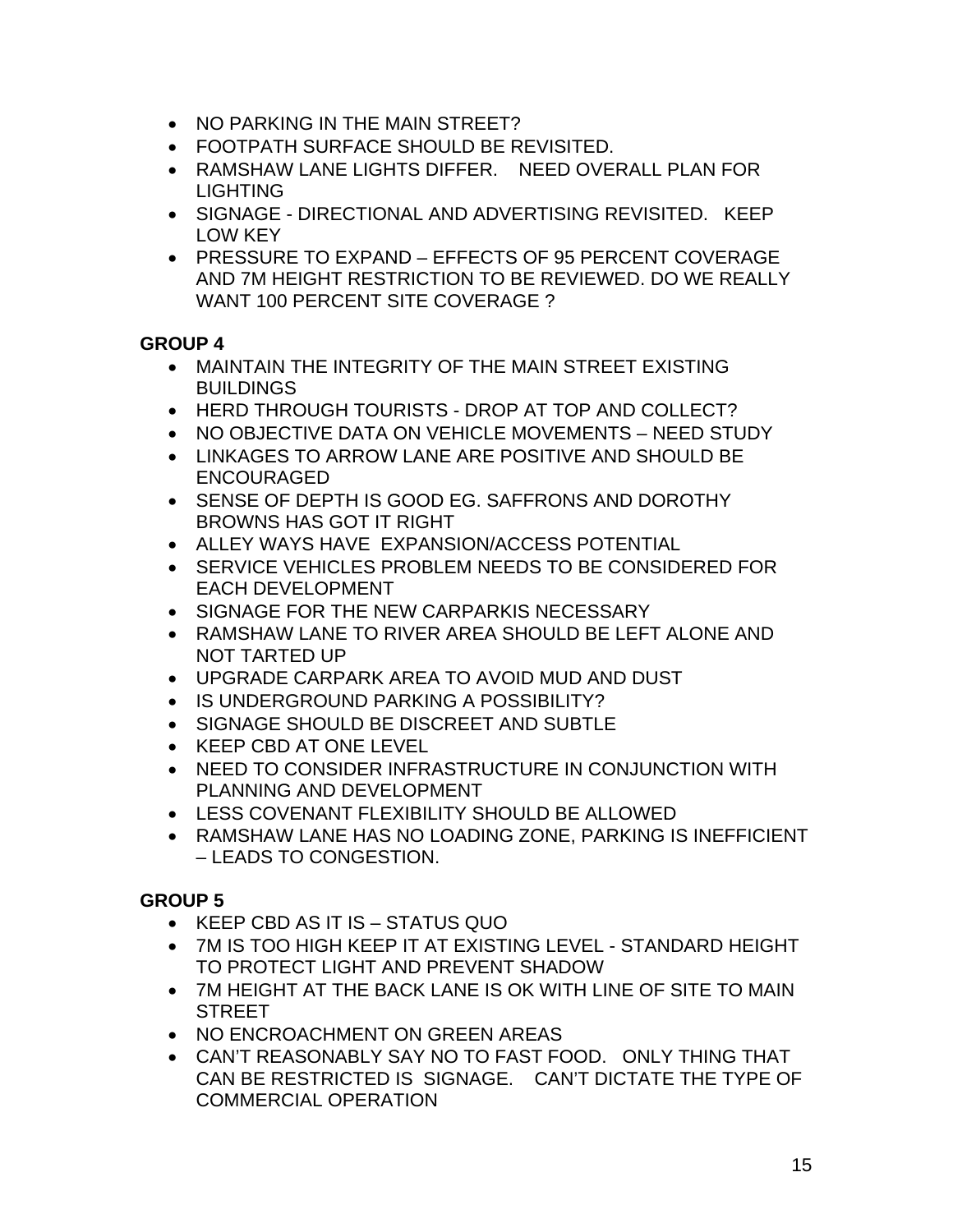- NO PARKING IN THE MAIN STREET?
- FOOTPATH SURFACE SHOULD BE REVISITED.
- RAMSHAW LANE LIGHTS DIFFER. NEED OVERALL PLAN FOR LIGHTING
- SIGNAGE - DIRECTIONAL AND ADVERTISING REVISITED. KEEP LOW KEY
- PRESSURE TO EXPAND – EFFECTS OF 95 PERCENT COVERAGE AND 7M HEIGHT RESTRICTION TO BE REVIEWED. DO WE REALLY WANT 100 PERCENT SITE COVERAGE ?

**GROUP 4**

- MAINTAIN THE INTEGRITY OF THE MAIN STREET EXISTING BUILDINGS
- HERD THROUGH TOURISTS - DROP AT TOP AND COLLECT?
- NO OBJECTIVE DATA ON VEHICLE MOVEMENTS – NEED STUDY
- LINKAGES TO ARROW LANE ARE POSITIVE AND SHOULD BE ENCOURAGED
- SENSE OF DEPTH IS GOOD EG. SAFFRONS AND DOROTHY BROWNS HAS GOT IT RIGHT
- ALLEY WAYS HAVE EXPANSION/ACCESS POTENTIAL
- SERVICE VEHICLES PROBLEM NEEDS TO BE CONSIDERED FOR EACH DEVELOPMENT
- SIGNAGE FOR THE NEW CARPARKIS NECESSARY
- RAMSHAW LANE TO RIVER AREA SHOULD BE LEFT ALONE AND NOT TARTED UP
- UPGRADE CARPARK AREA TO AVOID MUD AND DUST
- IS UNDERGROUND PARKING A POSSIBILITY?
- SIGNAGE SHOULD BE DISCREET AND SUBTLE
- KEEP CBD AT ONE LEVEL
- NEED TO CONSIDER INFRASTRUCTURE IN CONJUNCTION WITH PLANNING AND DEVELOPMENT
- LESS COVENANT FLEXIBILITY SHOULD BE ALLOWED
- RAMSHAW LANE HAS NO LOADING ZONE, PARKING IS INEFFICIENT – LEADS TO CONGESTION.

**GROUP 5**

- KEEP CBD AS IT IS – STATUS QUO
- 7M IS TOO HIGH KEEP IT AT EXISTING LEVEL - STANDARD HEIGHT TO PROTECT LIGHT AND PREVENT SHADOW
- 7M HEIGHT AT THE BACK LANE IS OK WITH LINE OF SITE TO MAIN STREET
- NO ENCROACHMENT ON GREEN AREAS
- CAN'T REASONABLY SAY NO TO FAST FOOD. ONLY THING THAT CAN BE RESTRICTED IS SIGNAGE. CAN'T DICTATE THE TYPE OF COMMERCIAL OPERATION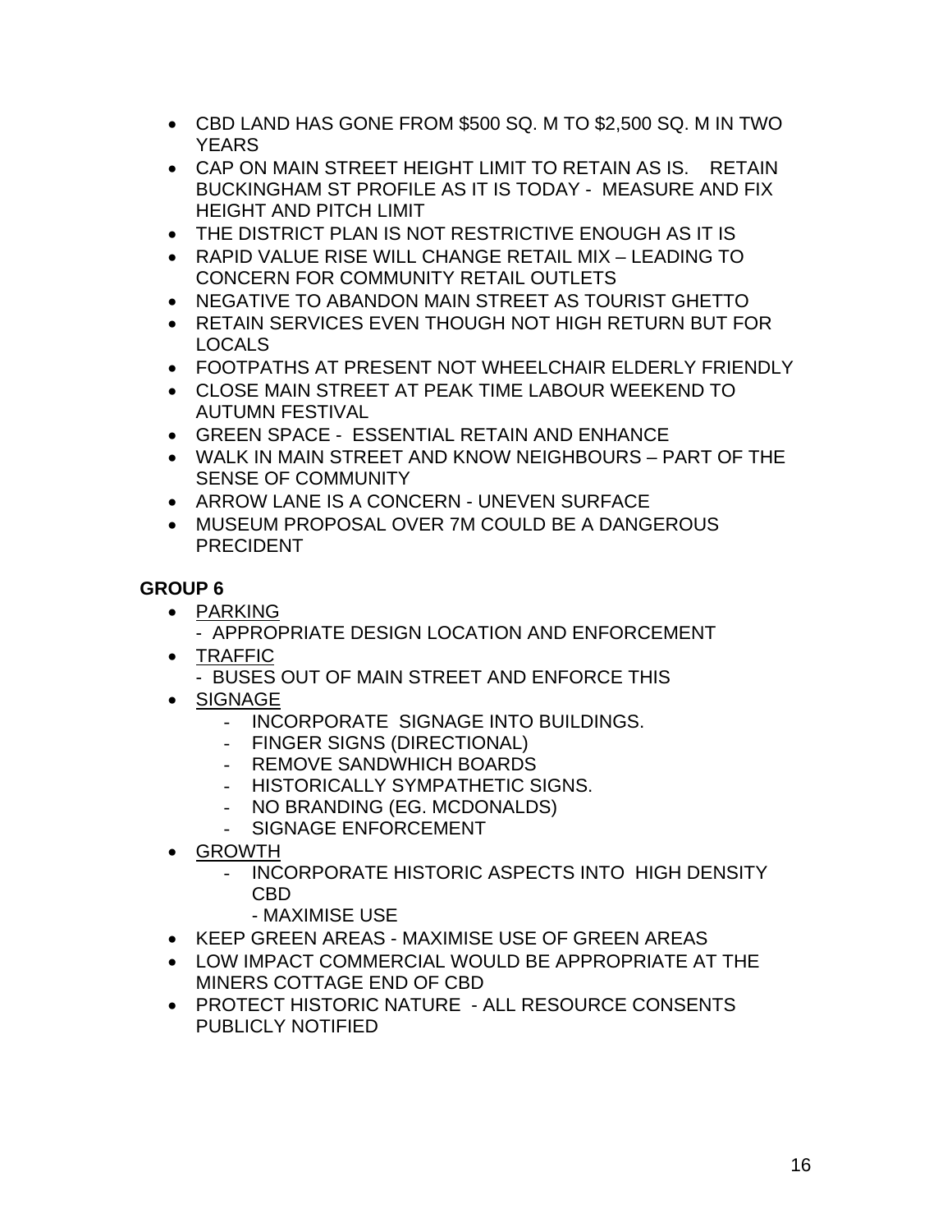- CBD LAND HAS GONE FROM $500 SQ. M TO $2,500 SQ. M IN TWO YEARS
- CAP ON MAIN STREET HEIGHT LIMIT TO RETAIN AS IS. RETAIN BUCKINGHAM ST PROFILE AS IT IS TODAY - MEASURE AND FIX HEIGHT AND PITCH LIMIT
- THE DISTRICT PLAN IS NOT RESTRICTIVE ENOUGH AS IT IS
- RAPID VALUE RISE WILL CHANGE RETAIL MIX – LEADING TO CONCERN FOR COMMUNITY RETAIL OUTLETS
- NEGATIVE TO ABANDON MAIN STREET AS TOURIST GHETTO
- RETAIN SERVICES EVEN THOUGH NOT HIGH RETURN BUT FOR LOCALS
- FOOTPATHS AT PRESENT NOT WHEELCHAIR ELDERLY FRIENDLY
- CLOSE MAIN STREET AT PEAK TIME LABOUR WEEKEND TO AUTUMN FESTIVAL
- GREEN SPACE - ESSENTIAL RETAIN AND ENHANCE
- WALK IN MAIN STREET AND KNOW NEIGHBOURS – PART OF THE SENSE OF COMMUNITY
- ARROW LANE IS A CONCERN - UNEVEN SURFACE
- MUSEUM PROPOSAL OVER 7M COULD BE A DANGEROUS PRECIDENT

**GROUP 6**

- <u>PARKING</u>
  - APPROPRIATE DESIGN LOCATION AND ENFORCEMENT
- <u>TRAFFIC</u>
  - BUSES OUT OF MAIN STREET AND ENFORCE THIS
- <u>SIGNAGE</u>
  - INCORPORATE SIGNAGE INTO BUILDINGS.
  - FINGER SIGNS (DIRECTIONAL)
  - REMOVE SANDWHICH BOARDS
  - HISTORICALLY SYMPATHETIC SIGNS.
  - NO BRANDING (EG. MCDONALDS)
  - SIGNAGE ENFORCEMENT
- <u>GROWTH</u>
  - INCORPORATE HISTORIC ASPECTS INTO HIGH DENSITY CBD
    - MAXIMISE USE
- KEEP GREEN AREAS - MAXIMISE USE OF GREEN AREAS
- LOW IMPACT COMMERCIAL WOULD BE APPROPRIATE AT THE MINERS COTTAGE END OF CBD
- PROTECT HISTORIC NATURE - ALL RESOURCE CONSENTS PUBLICLY NOTIFIED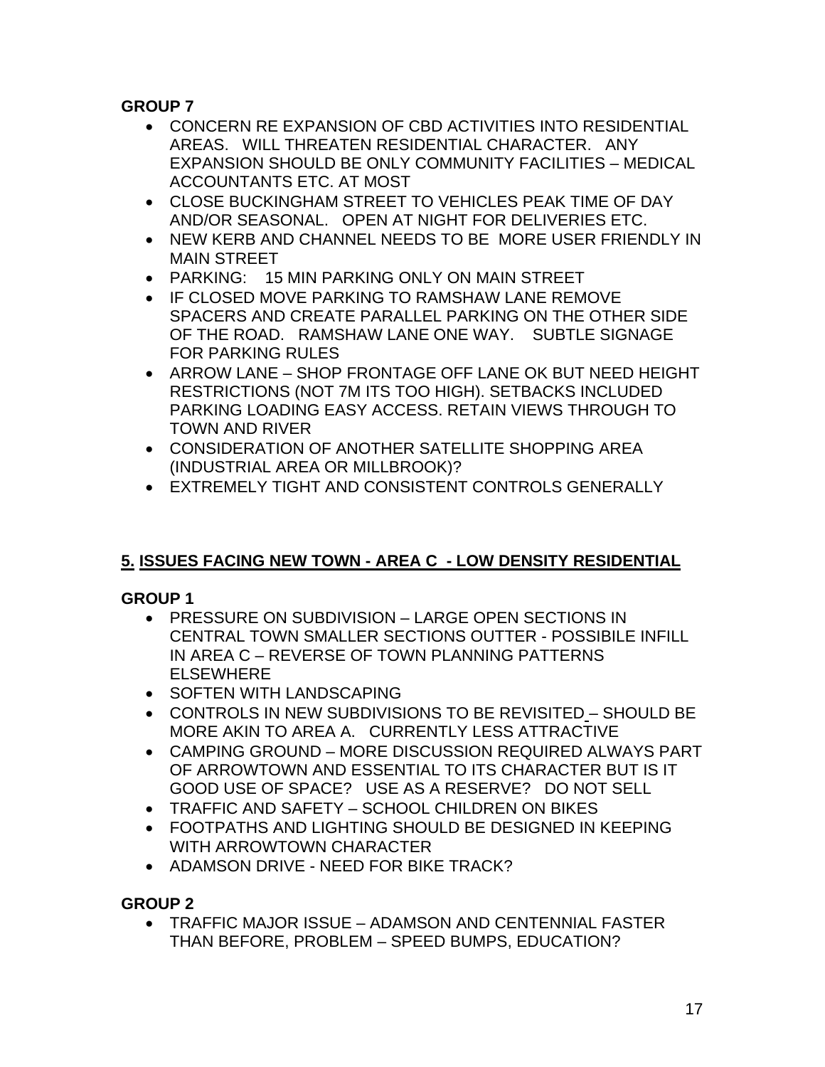**GROUP 7**

- CONCERN RE EXPANSION OF CBD ACTIVITIES INTO RESIDENTIAL AREAS. WILL THREATEN RESIDENTIAL CHARACTER. ANY EXPANSION SHOULD BE ONLY COMMUNITY FACILITIES – MEDICAL ACCOUNTANTS ETC. AT MOST
- CLOSE BUCKINGHAM STREET TO VEHICLES PEAK TIME OF DAY AND/OR SEASONAL. OPEN AT NIGHT FOR DELIVERIES ETC.
- NEW KERB AND CHANNEL NEEDS TO BE MORE USER FRIENDLY IN MAIN STREET
- PARKING: 15 MIN PARKING ONLY ON MAIN STREET
- IF CLOSED MOVE PARKING TO RAMSHAW LANE REMOVE SPACERS AND CREATE PARALLEL PARKING ON THE OTHER SIDE OF THE ROAD. RAMSHAW LANE ONE WAY. SUBTLE SIGNAGE FOR PARKING RULES
- ARROW LANE – SHOP FRONTAGE OFF LANE OK BUT NEED HEIGHT RESTRICTIONS (NOT 7M ITS TOO HIGH). SETBACKS INCLUDED PARKING LOADING EASY ACCESS. RETAIN VIEWS THROUGH TO TOWN AND RIVER
- CONSIDERATION OF ANOTHER SATELLITE SHOPPING AREA (INDUSTRIAL AREA OR MILLBROOK)?
- EXTREMELY TIGHT AND CONSISTENT CONTROLS GENERALLY

## 5. ISSUES FACING NEW TOWN - AREA C - LOW DENSITY RESIDENTIAL

**GROUP 1**

- PRESSURE ON SUBDIVISION – LARGE OPEN SECTIONS IN CENTRAL TOWN SMALLER SECTIONS OUTTER - POSSIBILE INFILL IN AREA C – REVERSE OF TOWN PLANNING PATTERNS ELSEWHERE
- SOFTEN WITH LANDSCAPING
- CONTROLS IN NEW SUBDIVISIONS TO BE REVISITED – SHOULD BE MORE AKIN TO AREA A. CURRENTLY LESS ATTRACTIVE
- CAMPING GROUND – MORE DISCUSSION REQUIRED ALWAYS PART OF ARROWTOWN AND ESSENTIAL TO ITS CHARACTER BUT IS IT GOOD USE OF SPACE? USE AS A RESERVE? DO NOT SELL
- TRAFFIC AND SAFETY – SCHOOL CHILDREN ON BIKES
- FOOTPATHS AND LIGHTING SHOULD BE DESIGNED IN KEEPING WITH ARROWTOWN CHARACTER
- ADAMSON DRIVE - NEED FOR BIKE TRACK?

**GROUP 2**

- TRAFFIC MAJOR ISSUE – ADAMSON AND CENTENNIAL FASTER THAN BEFORE, PROBLEM – SPEED BUMPS, EDUCATION?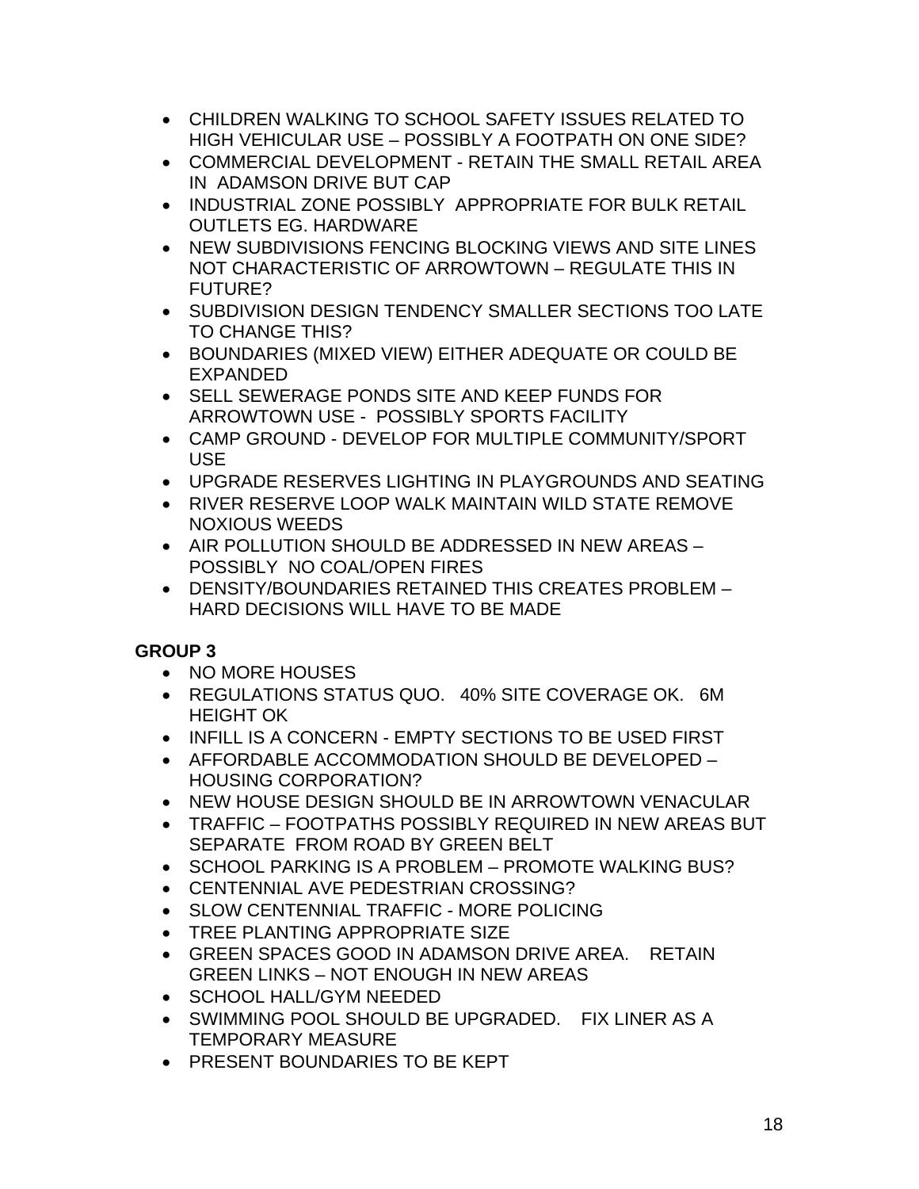- CHILDREN WALKING TO SCHOOL SAFETY ISSUES RELATED TO HIGH VEHICULAR USE – POSSIBLY A FOOTPATH ON ONE SIDE?
- COMMERCIAL DEVELOPMENT - RETAIN THE SMALL RETAIL AREA IN ADAMSON DRIVE BUT CAP
- INDUSTRIAL ZONE POSSIBLY APPROPRIATE FOR BULK RETAIL OUTLETS EG. HARDWARE
- NEW SUBDIVISIONS FENCING BLOCKING VIEWS AND SITE LINES NOT CHARACTERISTIC OF ARROWTOWN – REGULATE THIS IN FUTURE?
- SUBDIVISION DESIGN TENDENCY SMALLER SECTIONS TOO LATE TO CHANGE THIS?
- BOUNDARIES (MIXED VIEW) EITHER ADEQUATE OR COULD BE EXPANDED
- SELL SEWERAGE PONDS SITE AND KEEP FUNDS FOR ARROWTOWN USE - POSSIBLY SPORTS FACILITY
- CAMP GROUND - DEVELOP FOR MULTIPLE COMMUNITY/SPORT USE
- UPGRADE RESERVES LIGHTING IN PLAYGROUNDS AND SEATING
- RIVER RESERVE LOOP WALK MAINTAIN WILD STATE REMOVE NOXIOUS WEEDS
- AIR POLLUTION SHOULD BE ADDRESSED IN NEW AREAS – POSSIBLY NO COAL/OPEN FIRES
- DENSITY/BOUNDARIES RETAINED THIS CREATES PROBLEM – HARD DECISIONS WILL HAVE TO BE MADE

**GROUP 3**

- NO MORE HOUSES
- REGULATIONS STATUS QUO. 40% SITE COVERAGE OK. 6M HEIGHT OK
- INFILL IS A CONCERN - EMPTY SECTIONS TO BE USED FIRST
- AFFORDABLE ACCOMMODATION SHOULD BE DEVELOPED – HOUSING CORPORATION?
- NEW HOUSE DESIGN SHOULD BE IN ARROWTOWN VENACULAR
- TRAFFIC – FOOTPATHS POSSIBLY REQUIRED IN NEW AREAS BUT SEPARATE FROM ROAD BY GREEN BELT
- SCHOOL PARKING IS A PROBLEM – PROMOTE WALKING BUS?
- CENTENNIAL AVE PEDESTRIAN CROSSING?
- SLOW CENTENNIAL TRAFFIC - MORE POLICING
- TREE PLANTING APPROPRIATE SIZE
- GREEN SPACES GOOD IN ADAMSON DRIVE AREA. RETAIN GREEN LINKS – NOT ENOUGH IN NEW AREAS
- SCHOOL HALL/GYM NEEDED
- SWIMMING POOL SHOULD BE UPGRADED. FIX LINER AS A TEMPORARY MEASURE
- PRESENT BOUNDARIES TO BE KEPT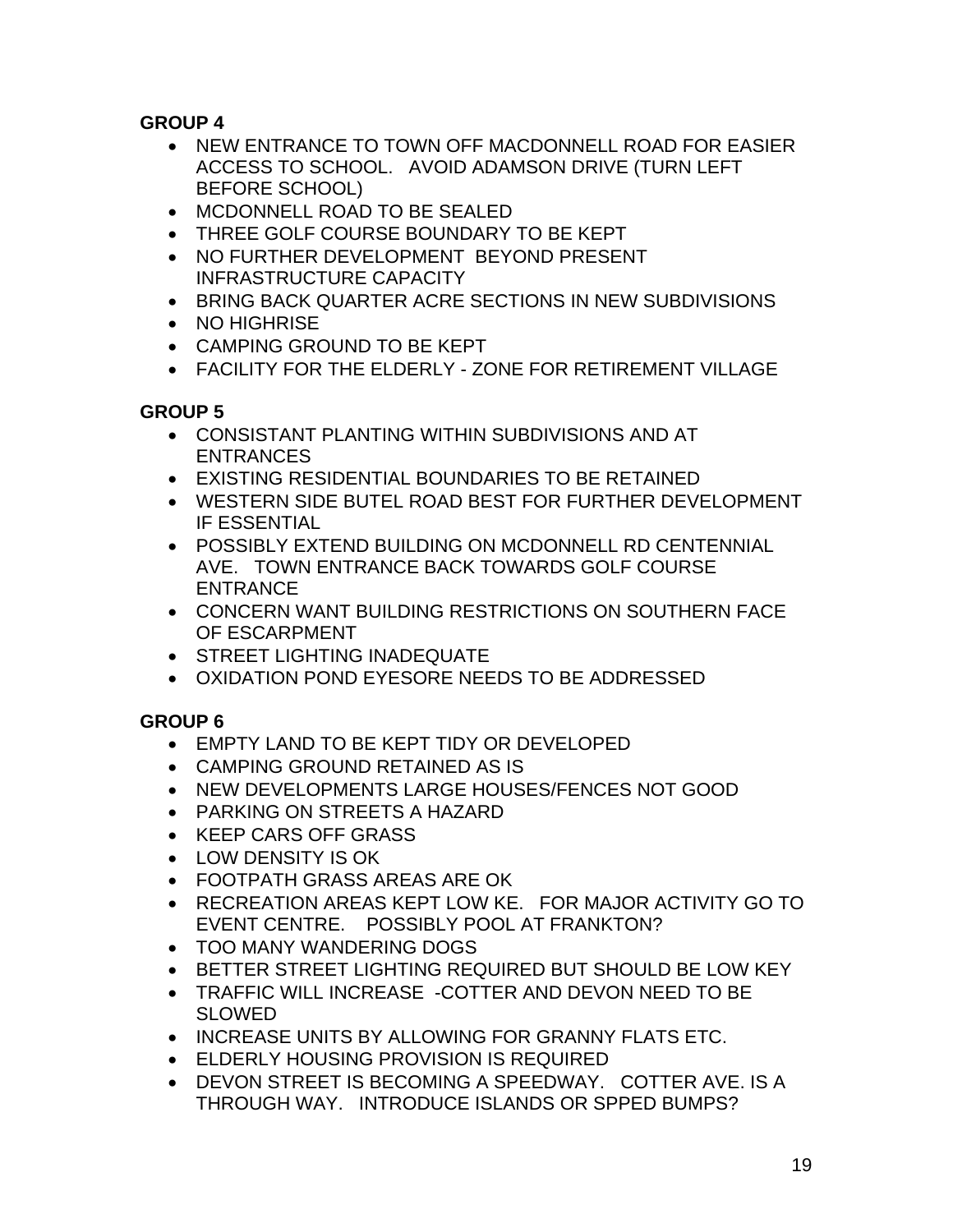**GROUP 4**

- NEW ENTRANCE TO TOWN OFF MACDONNELL ROAD FOR EASIER ACCESS TO SCHOOL. AVOID ADAMSON DRIVE (TURN LEFT BEFORE SCHOOL)
- MCDONNELL ROAD TO BE SEALED
- THREE GOLF COURSE BOUNDARY TO BE KEPT
- NO FURTHER DEVELOPMENT BEYOND PRESENT INFRASTRUCTURE CAPACITY
- BRING BACK QUARTER ACRE SECTIONS IN NEW SUBDIVISIONS
- NO HIGHRISE
- CAMPING GROUND TO BE KEPT
- FACILITY FOR THE ELDERLY - ZONE FOR RETIREMENT VILLAGE

**GROUP 5**

- CONSISTANT PLANTING WITHIN SUBDIVISIONS AND AT ENTRANCES
- EXISTING RESIDENTIAL BOUNDARIES TO BE RETAINED
- WESTERN SIDE BUTEL ROAD BEST FOR FURTHER DEVELOPMENT IF ESSENTIAL
- POSSIBLY EXTEND BUILDING ON MCDONNELL RD CENTENNIAL AVE. TOWN ENTRANCE BACK TOWARDS GOLF COURSE ENTRANCE
- CONCERN WANT BUILDING RESTRICTIONS ON SOUTHERN FACE OF ESCARPMENT
- STREET LIGHTING INADEQUATE
- OXIDATION POND EYESORE NEEDS TO BE ADDRESSED

**GROUP 6**

- EMPTY LAND TO BE KEPT TIDY OR DEVELOPED
- CAMPING GROUND RETAINED AS IS
- NEW DEVELOPMENTS LARGE HOUSES/FENCES NOT GOOD
- PARKING ON STREETS A HAZARD
- KEEP CARS OFF GRASS
- LOW DENSITY IS OK
- FOOTPATH GRASS AREAS ARE OK
- RECREATION AREAS KEPT LOW KE. FOR MAJOR ACTIVITY GO TO EVENT CENTRE. POSSIBLY POOL AT FRANKTON?
- TOO MANY WANDERING DOGS
- BETTER STREET LIGHTING REQUIRED BUT SHOULD BE LOW KEY
- TRAFFIC WILL INCREASE -COTTER AND DEVON NEED TO BE SLOWED
- INCREASE UNITS BY ALLOWING FOR GRANNY FLATS ETC.
- ELDERLY HOUSING PROVISION IS REQUIRED
- DEVON STREET IS BECOMING A SPEEDWAY. COTTER AVE. IS A THROUGH WAY. INTRODUCE ISLANDS OR SPPED BUMPS?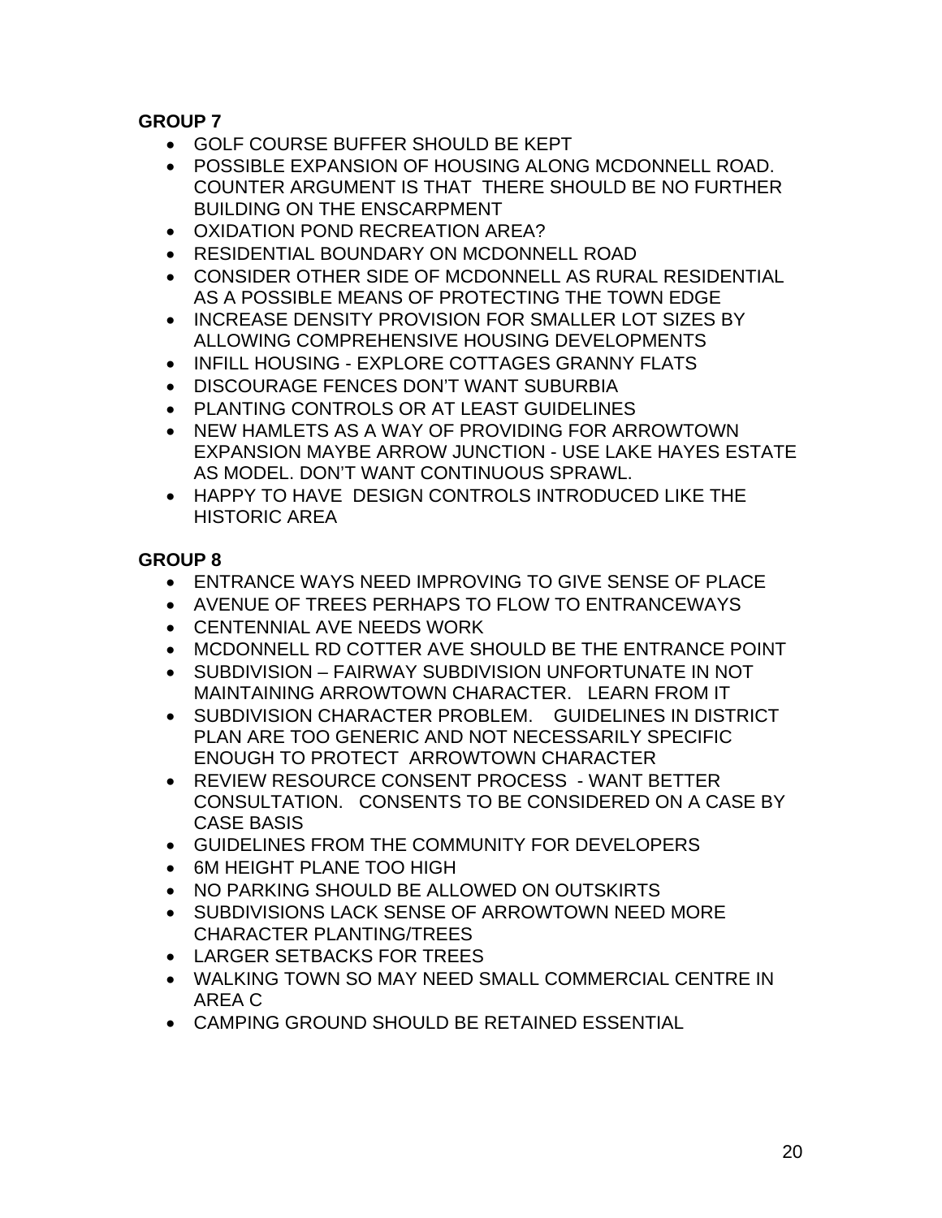**GROUP 7**

- GOLF COURSE BUFFER SHOULD BE KEPT
- POSSIBLE EXPANSION OF HOUSING ALONG MCDONNELL ROAD. COUNTER ARGUMENT IS THAT THERE SHOULD BE NO FURTHER BUILDING ON THE ENSCARPMENT
- OXIDATION POND RECREATION AREA?
- RESIDENTIAL BOUNDARY ON MCDONNELL ROAD
- CONSIDER OTHER SIDE OF MCDONNELL AS RURAL RESIDENTIAL AS A POSSIBLE MEANS OF PROTECTING THE TOWN EDGE
- INCREASE DENSITY PROVISION FOR SMALLER LOT SIZES BY ALLOWING COMPREHENSIVE HOUSING DEVELOPMENTS
- INFILL HOUSING - EXPLORE COTTAGES GRANNY FLATS
- DISCOURAGE FENCES DON'T WANT SUBURBIA
- PLANTING CONTROLS OR AT LEAST GUIDELINES
- NEW HAMLETS AS A WAY OF PROVIDING FOR ARROWTOWN EXPANSION MAYBE ARROW JUNCTION - USE LAKE HAYES ESTATE AS MODEL. DON'T WANT CONTINUOUS SPRAWL.
- HAPPY TO HAVE DESIGN CONTROLS INTRODUCED LIKE THE HISTORIC AREA

**GROUP 8**

- ENTRANCE WAYS NEED IMPROVING TO GIVE SENSE OF PLACE
- AVENUE OF TREES PERHAPS TO FLOW TO ENTRANCEWAYS
- CENTENNIAL AVE NEEDS WORK
- MCDONNELL RD COTTER AVE SHOULD BE THE ENTRANCE POINT
- SUBDIVISION – FAIRWAY SUBDIVISION UNFORTUNATE IN NOT MAINTAINING ARROWTOWN CHARACTER. LEARN FROM IT
- SUBDIVISION CHARACTER PROBLEM. GUIDELINES IN DISTRICT PLAN ARE TOO GENERIC AND NOT NECESSARILY SPECIFIC ENOUGH TO PROTECT ARROWTOWN CHARACTER
- REVIEW RESOURCE CONSENT PROCESS - WANT BETTER CONSULTATION. CONSENTS TO BE CONSIDERED ON A CASE BY CASE BASIS
- GUIDELINES FROM THE COMMUNITY FOR DEVELOPERS
- 6M HEIGHT PLANE TOO HIGH
- NO PARKING SHOULD BE ALLOWED ON OUTSKIRTS
- SUBDIVISIONS LACK SENSE OF ARROWTOWN NEED MORE CHARACTER PLANTING/TREES
- LARGER SETBACKS FOR TREES
- WALKING TOWN SO MAY NEED SMALL COMMERCIAL CENTRE IN AREA C
- CAMPING GROUND SHOULD BE RETAINED ESSENTIAL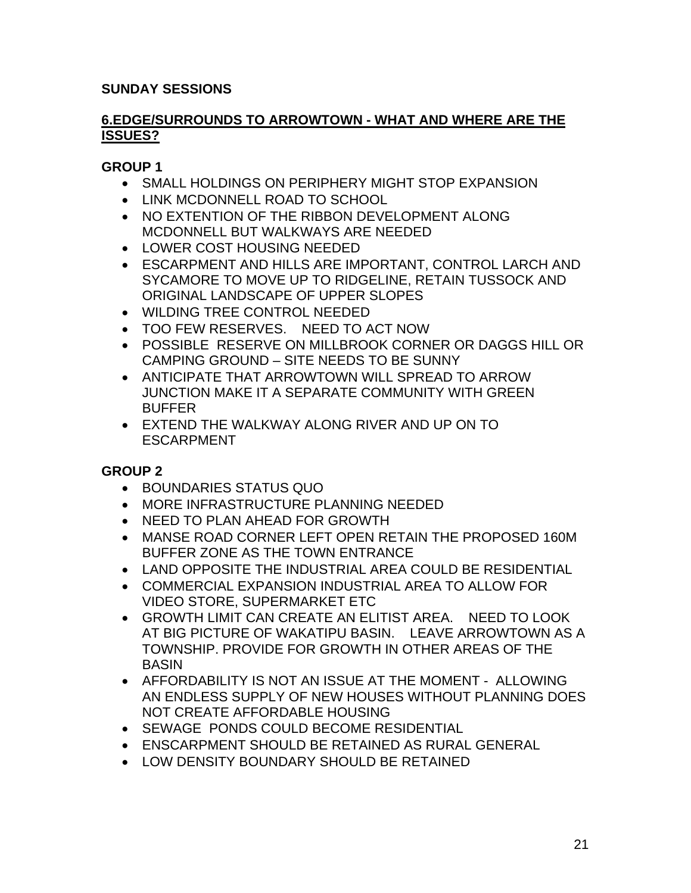**SUNDAY SESSIONS**

## 6.EDGE/SURROUNDS TO ARROWTOWN - WHAT AND WHERE ARE THE ISSUES?

### GROUP 1

- SMALL HOLDINGS ON PERIPHERY MIGHT STOP EXPANSION
- LINK MCDONNELL ROAD TO SCHOOL
- NO EXTENTION OF THE RIBBON DEVELOPMENT ALONG MCDONNELL BUT WALKWAYS ARE NEEDED
- LOWER COST HOUSING NEEDED
- ESCARPMENT AND HILLS ARE IMPORTANT, CONTROL LARCH AND SYCAMORE TO MOVE UP TO RIDGELINE, RETAIN TUSSOCK AND ORIGINAL LANDSCAPE OF UPPER SLOPES
- WILDING TREE CONTROL NEEDED
- TOO FEW RESERVES. NEED TO ACT NOW
- POSSIBLE RESERVE ON MILLBROOK CORNER OR DAGGS HILL OR CAMPING GROUND – SITE NEEDS TO BE SUNNY
- ANTICIPATE THAT ARROWTOWN WILL SPREAD TO ARROW JUNCTION MAKE IT A SEPARATE COMMUNITY WITH GREEN BUFFER
- EXTEND THE WALKWAY ALONG RIVER AND UP ON TO ESCARPMENT

### GROUP 2

- BOUNDARIES STATUS QUO
- MORE INFRASTRUCTURE PLANNING NEEDED
- NEED TO PLAN AHEAD FOR GROWTH
- MANSE ROAD CORNER LEFT OPEN RETAIN THE PROPOSED 160M BUFFER ZONE AS THE TOWN ENTRANCE
- LAND OPPOSITE THE INDUSTRIAL AREA COULD BE RESIDENTIAL
- COMMERCIAL EXPANSION INDUSTRIAL AREA TO ALLOW FOR VIDEO STORE, SUPERMARKET ETC
- GROWTH LIMIT CAN CREATE AN ELITIST AREA. NEED TO LOOK AT BIG PICTURE OF WAKATIPU BASIN. LEAVE ARROWTOWN AS A TOWNSHIP. PROVIDE FOR GROWTH IN OTHER AREAS OF THE BASIN
- AFFORDABILITY IS NOT AN ISSUE AT THE MOMENT - ALLOWING AN ENDLESS SUPPLY OF NEW HOUSES WITHOUT PLANNING DOES NOT CREATE AFFORDABLE HOUSING
- SEWAGE PONDS COULD BECOME RESIDENTIAL
- ENSCARPMENT SHOULD BE RETAINED AS RURAL GENERAL
- LOW DENSITY BOUNDARY SHOULD BE RETAINED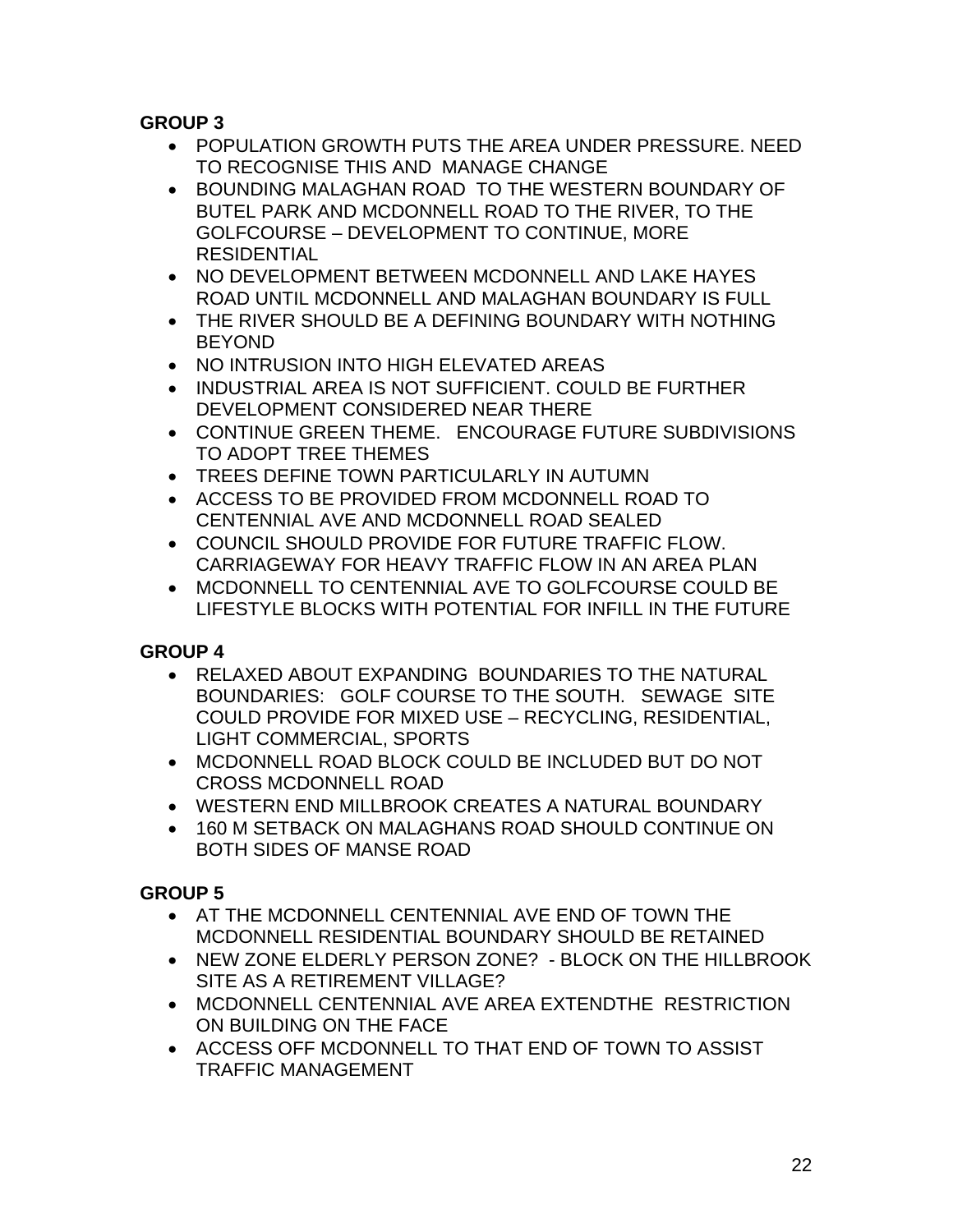**GROUP 3**

- POPULATION GROWTH PUTS THE AREA UNDER PRESSURE. NEED TO RECOGNISE THIS AND MANAGE CHANGE
- BOUNDING MALAGHAN ROAD TO THE WESTERN BOUNDARY OF BUTEL PARK AND MCDONNELL ROAD TO THE RIVER, TO THE GOLFCOURSE – DEVELOPMENT TO CONTINUE, MORE RESIDENTIAL
- NO DEVELOPMENT BETWEEN MCDONNELL AND LAKE HAYES ROAD UNTIL MCDONNELL AND MALAGHAN BOUNDARY IS FULL
- THE RIVER SHOULD BE A DEFINING BOUNDARY WITH NOTHING BEYOND
- NO INTRUSION INTO HIGH ELEVATED AREAS
- INDUSTRIAL AREA IS NOT SUFFICIENT. COULD BE FURTHER DEVELOPMENT CONSIDERED NEAR THERE
- CONTINUE GREEN THEME. ENCOURAGE FUTURE SUBDIVISIONS TO ADOPT TREE THEMES
- TREES DEFINE TOWN PARTICULARLY IN AUTUMN
- ACCESS TO BE PROVIDED FROM MCDONNELL ROAD TO CENTENNIAL AVE AND MCDONNELL ROAD SEALED
- COUNCIL SHOULD PROVIDE FOR FUTURE TRAFFIC FLOW. CARRIAGEWAY FOR HEAVY TRAFFIC FLOW IN AN AREA PLAN
- MCDONNELL TO CENTENNIAL AVE TO GOLFCOURSE COULD BE LIFESTYLE BLOCKS WITH POTENTIAL FOR INFILL IN THE FUTURE

**GROUP 4**

- RELAXED ABOUT EXPANDING BOUNDARIES TO THE NATURAL BOUNDARIES: GOLF COURSE TO THE SOUTH. SEWAGE SITE COULD PROVIDE FOR MIXED USE – RECYCLING, RESIDENTIAL, LIGHT COMMERCIAL, SPORTS
- MCDONNELL ROAD BLOCK COULD BE INCLUDED BUT DO NOT CROSS MCDONNELL ROAD
- WESTERN END MILLBROOK CREATES A NATURAL BOUNDARY
- 160 M SETBACK ON MALAGHANS ROAD SHOULD CONTINUE ON BOTH SIDES OF MANSE ROAD

**GROUP 5**

- AT THE MCDONNELL CENTENNIAL AVE END OF TOWN THE MCDONNELL RESIDENTIAL BOUNDARY SHOULD BE RETAINED
- NEW ZONE ELDERLY PERSON ZONE? - BLOCK ON THE HILLBROOK SITE AS A RETIREMENT VILLAGE?
- MCDONNELL CENTENNIAL AVE AREA EXTENDTHE RESTRICTION ON BUILDING ON THE FACE
- ACCESS OFF MCDONNELL TO THAT END OF TOWN TO ASSIST TRAFFIC MANAGEMENT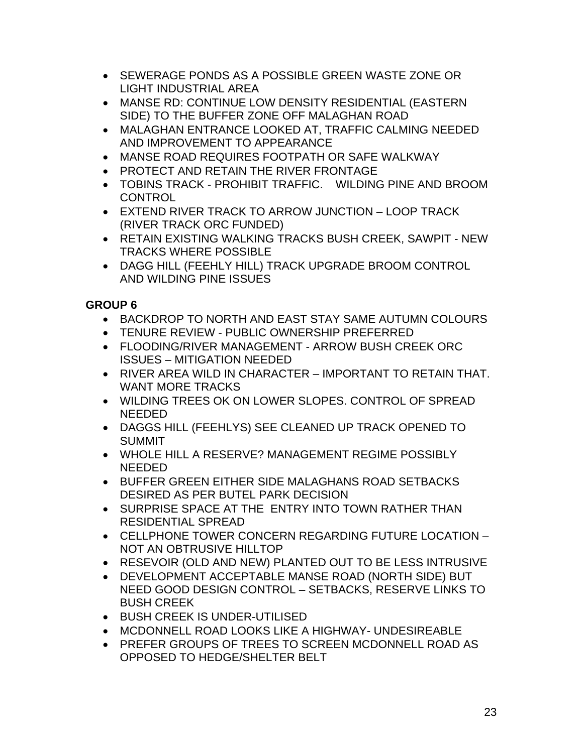- SEWERAGE PONDS AS A POSSIBLE GREEN WASTE ZONE OR LIGHT INDUSTRIAL AREA
- MANSE RD: CONTINUE LOW DENSITY RESIDENTIAL (EASTERN SIDE) TO THE BUFFER ZONE OFF MALAGHAN ROAD
- MALAGHAN ENTRANCE LOOKED AT, TRAFFIC CALMING NEEDED AND IMPROVEMENT TO APPEARANCE
- MANSE ROAD REQUIRES FOOTPATH OR SAFE WALKWAY
- PROTECT AND RETAIN THE RIVER FRONTAGE
- TOBINS TRACK - PROHIBIT TRAFFIC. WILDING PINE AND BROOM CONTROL
- EXTEND RIVER TRACK TO ARROW JUNCTION – LOOP TRACK (RIVER TRACK ORC FUNDED)
- RETAIN EXISTING WALKING TRACKS BUSH CREEK, SAWPIT - NEW TRACKS WHERE POSSIBLE
- DAGG HILL (FEEHLY HILL) TRACK UPGRADE BROOM CONTROL AND WILDING PINE ISSUES

**GROUP 6**

- BACKDROP TO NORTH AND EAST STAY SAME AUTUMN COLOURS
- TENURE REVIEW - PUBLIC OWNERSHIP PREFERRED
- FLOODING/RIVER MANAGEMENT - ARROW BUSH CREEK ORC ISSUES – MITIGATION NEEDED
- RIVER AREA WILD IN CHARACTER – IMPORTANT TO RETAIN THAT. WANT MORE TRACKS
- WILDING TREES OK ON LOWER SLOPES. CONTROL OF SPREAD NEEDED
- DAGGS HILL (FEEHLYS) SEE CLEANED UP TRACK OPENED TO SUMMIT
- WHOLE HILL A RESERVE? MANAGEMENT REGIME POSSIBLY NEEDED
- BUFFER GREEN EITHER SIDE MALAGHANS ROAD SETBACKS DESIRED AS PER BUTEL PARK DECISION
- SURPRISE SPACE AT THE ENTRY INTO TOWN RATHER THAN RESIDENTIAL SPREAD
- CELLPHONE TOWER CONCERN REGARDING FUTURE LOCATION – NOT AN OBTRUSIVE HILLTOP
- RESEVOIR (OLD AND NEW) PLANTED OUT TO BE LESS INTRUSIVE
- DEVELOPMENT ACCEPTABLE MANSE ROAD (NORTH SIDE) BUT NEED GOOD DESIGN CONTROL – SETBACKS, RESERVE LINKS TO BUSH CREEK
- BUSH CREEK IS UNDER-UTILISED
- MCDONNELL ROAD LOOKS LIKE A HIGHWAY- UNDESIREABLE
- PREFER GROUPS OF TREES TO SCREEN MCDONNELL ROAD AS OPPOSED TO HEDGE/SHELTER BELT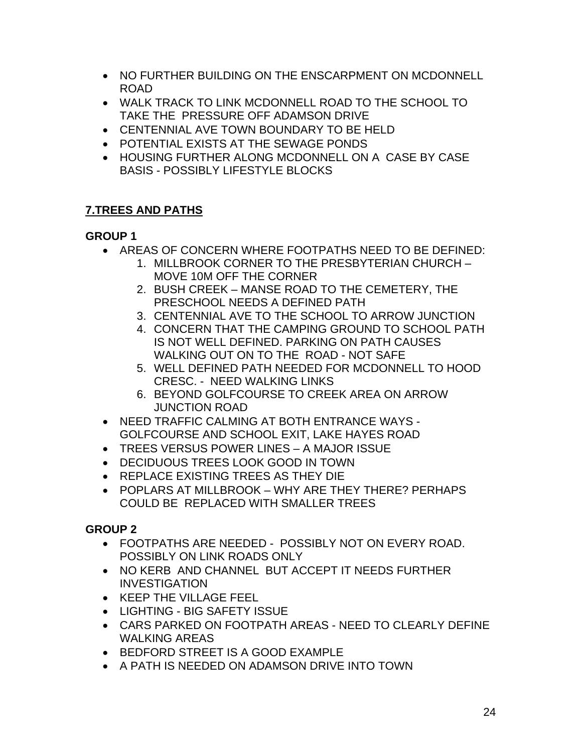- NO FURTHER BUILDING ON THE ENSCARPMENT ON MCDONNELL ROAD
- WALK TRACK TO LINK MCDONNELL ROAD TO THE SCHOOL TO TAKE THE PRESSURE OFF ADAMSON DRIVE
- CENTENNIAL AVE TOWN BOUNDARY TO BE HELD
- POTENTIAL EXISTS AT THE SEWAGE PONDS
- HOUSING FURTHER ALONG MCDONNELL ON A CASE BY CASE BASIS - POSSIBLY LIFESTYLE BLOCKS

## 7.TREES AND PATHS

**GROUP 1**

- AREAS OF CONCERN WHERE FOOTPATHS NEED TO BE DEFINED:
    1. MILLBROOK CORNER TO THE PRESBYTERIAN CHURCH – MOVE 10M OFF THE CORNER
    2. BUSH CREEK – MANSE ROAD TO THE CEMETERY, THE PRESCHOOL NEEDS A DEFINED PATH
    3. CENTENNIAL AVE TO THE SCHOOL TO ARROW JUNCTION
    4. CONCERN THAT THE CAMPING GROUND TO SCHOOL PATH IS NOT WELL DEFINED. PARKING ON PATH CAUSES WALKING OUT ON TO THE ROAD - NOT SAFE
    5. WELL DEFINED PATH NEEDED FOR MCDONNELL TO HOOD CRESC. - NEED WALKING LINKS
    6. BEYOND GOLFCOURSE TO CREEK AREA ON ARROW JUNCTION ROAD
- NEED TRAFFIC CALMING AT BOTH ENTRANCE WAYS - GOLFCOURSE AND SCHOOL EXIT, LAKE HAYES ROAD
- TREES VERSUS POWER LINES – A MAJOR ISSUE
- DECIDUOUS TREES LOOK GOOD IN TOWN
- REPLACE EXISTING TREES AS THEY DIE
- POPLARS AT MILLBROOK – WHY ARE THEY THERE? PERHAPS COULD BE REPLACED WITH SMALLER TREES

**GROUP 2**

- FOOTPATHS ARE NEEDED - POSSIBLY NOT ON EVERY ROAD. POSSIBLY ON LINK ROADS ONLY
- NO KERB AND CHANNEL BUT ACCEPT IT NEEDS FURTHER INVESTIGATION
- KEEP THE VILLAGE FEEL
- LIGHTING - BIG SAFETY ISSUE
- CARS PARKED ON FOOTPATH AREAS - NEED TO CLEARLY DEFINE WALKING AREAS
- BEDFORD STREET IS A GOOD EXAMPLE
- A PATH IS NEEDED ON ADAMSON DRIVE INTO TOWN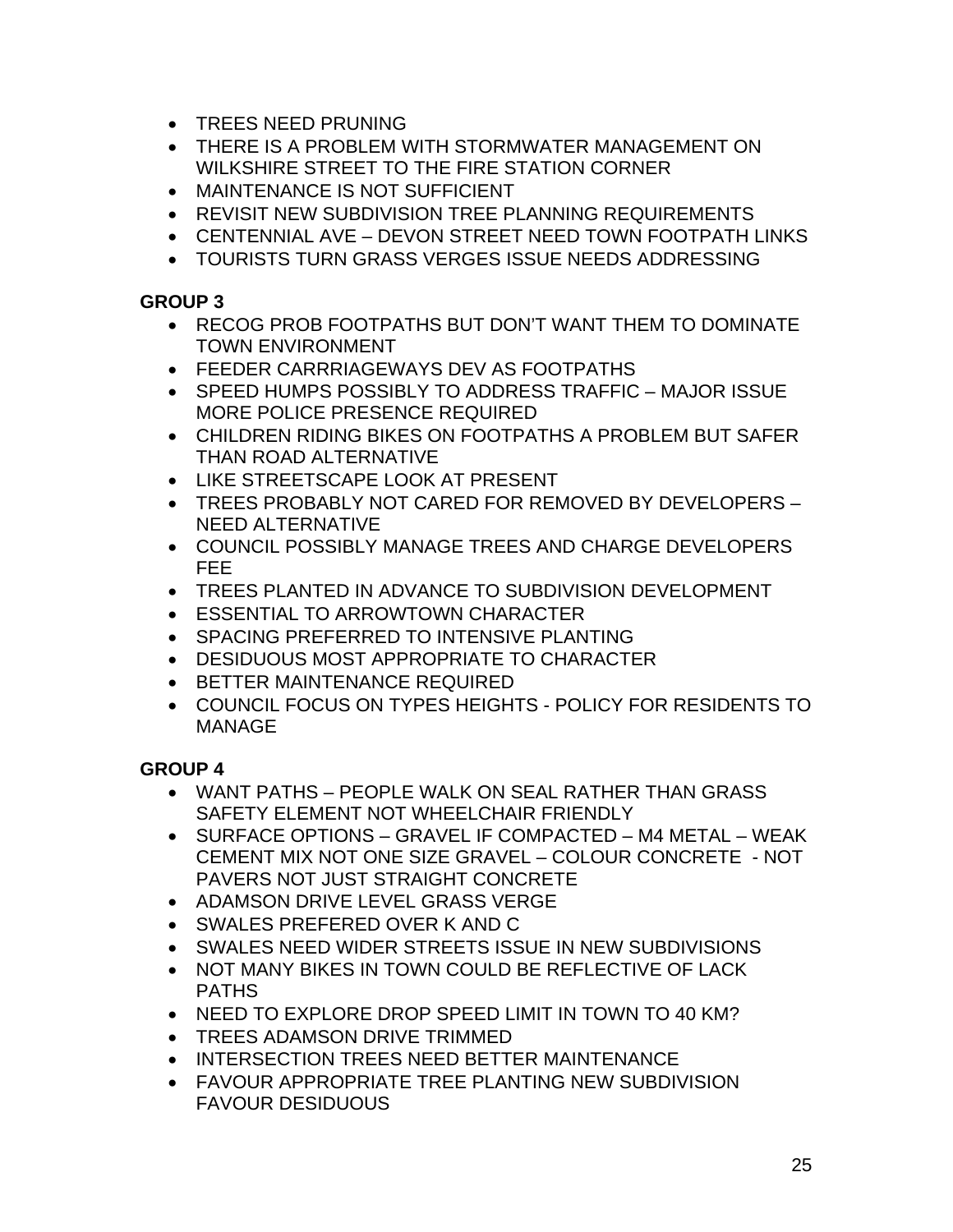- TREES NEED PRUNING
- THERE IS A PROBLEM WITH STORMWATER MANAGEMENT ON WILKSHIRE STREET TO THE FIRE STATION CORNER
- MAINTENANCE IS NOT SUFFICIENT
- REVISIT NEW SUBDIVISION TREE PLANNING REQUIREMENTS
- CENTENNIAL AVE – DEVON STREET NEED TOWN FOOTPATH LINKS
- TOURISTS TURN GRASS VERGES ISSUE NEEDS ADDRESSING

**GROUP 3**

- RECOG PROB FOOTPATHS BUT DON'T WANT THEM TO DOMINATE TOWN ENVIRONMENT
- FEEDER CARRRIAGEWAYS DEV AS FOOTPATHS
- SPEED HUMPS POSSIBLY TO ADDRESS TRAFFIC – MAJOR ISSUE MORE POLICE PRESENCE REQUIRED
- CHILDREN RIDING BIKES ON FOOTPATHS A PROBLEM BUT SAFER THAN ROAD ALTERNATIVE
- LIKE STREETSCAPE LOOK AT PRESENT
- TREES PROBABLY NOT CARED FOR REMOVED BY DEVELOPERS – NEED ALTERNATIVE
- COUNCIL POSSIBLY MANAGE TREES AND CHARGE DEVELOPERS FEE
- TREES PLANTED IN ADVANCE TO SUBDIVISION DEVELOPMENT
- ESSENTIAL TO ARROWTOWN CHARACTER
- SPACING PREFERRED TO INTENSIVE PLANTING
- DESIDUOUS MOST APPROPRIATE TO CHARACTER
- BETTER MAINTENANCE REQUIRED
- COUNCIL FOCUS ON TYPES HEIGHTS - POLICY FOR RESIDENTS TO MANAGE

**GROUP 4**

- WANT PATHS – PEOPLE WALK ON SEAL RATHER THAN GRASS SAFETY ELEMENT NOT WHEELCHAIR FRIENDLY
- SURFACE OPTIONS – GRAVEL IF COMPACTED – M4 METAL – WEAK CEMENT MIX NOT ONE SIZE GRAVEL – COLOUR CONCRETE - NOT PAVERS NOT JUST STRAIGHT CONCRETE
- ADAMSON DRIVE LEVEL GRASS VERGE
- SWALES PREFERED OVER K AND C
- SWALES NEED WIDER STREETS ISSUE IN NEW SUBDIVISIONS
- NOT MANY BIKES IN TOWN COULD BE REFLECTIVE OF LACK PATHS
- NEED TO EXPLORE DROP SPEED LIMIT IN TOWN TO 40 KM?
- TREES ADAMSON DRIVE TRIMMED
- INTERSECTION TREES NEED BETTER MAINTENANCE
- FAVOUR APPROPRIATE TREE PLANTING NEW SUBDIVISION FAVOUR DESIDUOUS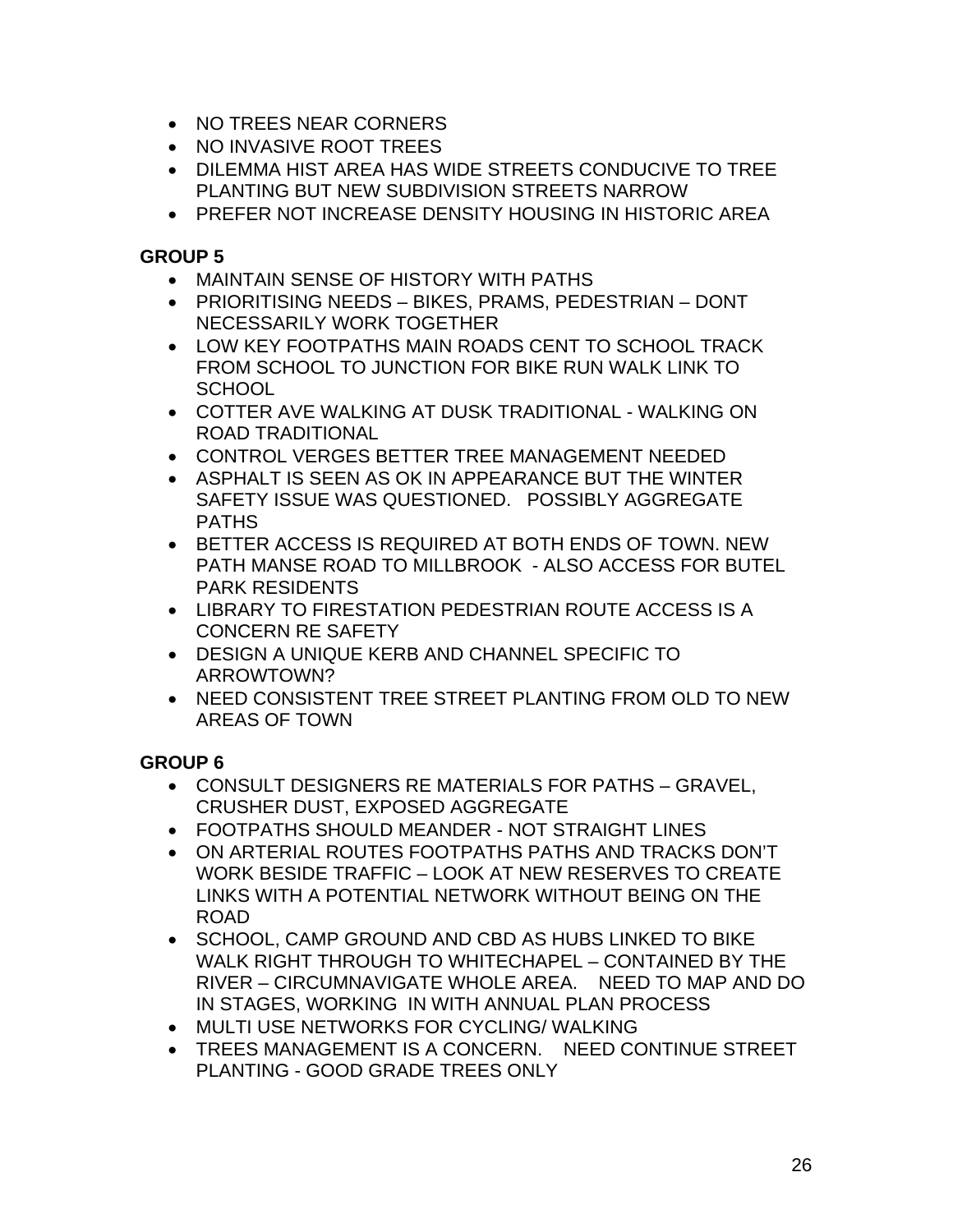- NO TREES NEAR CORNERS
- NO INVASIVE ROOT TREES
- DILEMMA HIST AREA HAS WIDE STREETS CONDUCIVE TO TREE PLANTING BUT NEW SUBDIVISION STREETS NARROW
- PREFER NOT INCREASE DENSITY HOUSING IN HISTORIC AREA

**GROUP 5**

- MAINTAIN SENSE OF HISTORY WITH PATHS
- PRIORITISING NEEDS – BIKES, PRAMS, PEDESTRIAN – DONT NECESSARILY WORK TOGETHER
- LOW KEY FOOTPATHS MAIN ROADS CENT TO SCHOOL TRACK FROM SCHOOL TO JUNCTION FOR BIKE RUN WALK LINK TO SCHOOL
- COTTER AVE WALKING AT DUSK TRADITIONAL - WALKING ON ROAD TRADITIONAL
- CONTROL VERGES BETTER TREE MANAGEMENT NEEDED
- ASPHALT IS SEEN AS OK IN APPEARANCE BUT THE WINTER SAFETY ISSUE WAS QUESTIONED. POSSIBLY AGGREGATE PATHS
- BETTER ACCESS IS REQUIRED AT BOTH ENDS OF TOWN. NEW PATH MANSE ROAD TO MILLBROOK - ALSO ACCESS FOR BUTEL PARK RESIDENTS
- LIBRARY TO FIRESTATION PEDESTRIAN ROUTE ACCESS IS A CONCERN RE SAFETY
- DESIGN A UNIQUE KERB AND CHANNEL SPECIFIC TO ARROWTOWN?
- NEED CONSISTENT TREE STREET PLANTING FROM OLD TO NEW AREAS OF TOWN

**GROUP 6**

- CONSULT DESIGNERS RE MATERIALS FOR PATHS – GRAVEL, CRUSHER DUST, EXPOSED AGGREGATE
- FOOTPATHS SHOULD MEANDER - NOT STRAIGHT LINES
- ON ARTERIAL ROUTES FOOTPATHS PATHS AND TRACKS DON'T WORK BESIDE TRAFFIC – LOOK AT NEW RESERVES TO CREATE LINKS WITH A POTENTIAL NETWORK WITHOUT BEING ON THE ROAD
- SCHOOL, CAMP GROUND AND CBD AS HUBS LINKED TO BIKE WALK RIGHT THROUGH TO WHITECHAPEL – CONTAINED BY THE RIVER – CIRCUMNAVIGATE WHOLE AREA. NEED TO MAP AND DO IN STAGES, WORKING IN WITH ANNUAL PLAN PROCESS
- MULTI USE NETWORKS FOR CYCLING/ WALKING
- TREES MANAGEMENT IS A CONCERN. NEED CONTINUE STREET PLANTING - GOOD GRADE TREES ONLY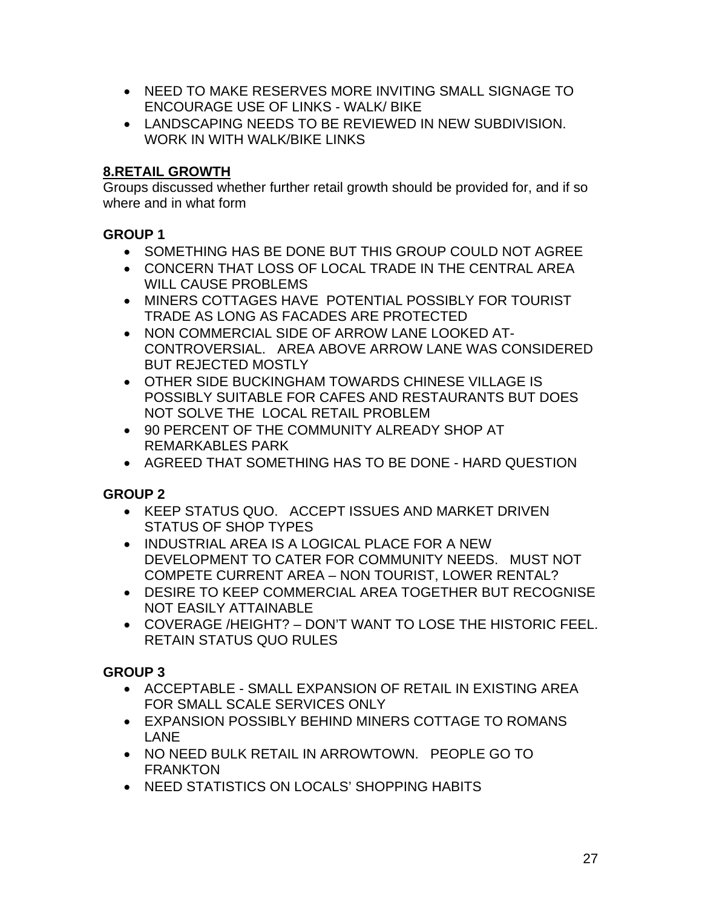- NEED TO MAKE RESERVES MORE INVITING SMALL SIGNAGE TO ENCOURAGE USE OF LINKS - WALK/ BIKE
- LANDSCAPING NEEDS TO BE REVIEWED IN NEW SUBDIVISION. WORK IN WITH WALK/BIKE LINKS

## 8.RETAIL GROWTH

Groups discussed whether further retail growth should be provided for, and if so where and in what form

### GROUP 1

- SOMETHING HAS BE DONE BUT THIS GROUP COULD NOT AGREE
- CONCERN THAT LOSS OF LOCAL TRADE IN THE CENTRAL AREA WILL CAUSE PROBLEMS
- MINERS COTTAGES HAVE POTENTIAL POSSIBLY FOR TOURIST TRADE AS LONG AS FACADES ARE PROTECTED
- NON COMMERCIAL SIDE OF ARROW LANE LOOKED AT- CONTROVERSIAL. AREA ABOVE ARROW LANE WAS CONSIDERED BUT REJECTED MOSTLY
- OTHER SIDE BUCKINGHAM TOWARDS CHINESE VILLAGE IS POSSIBLY SUITABLE FOR CAFES AND RESTAURANTS BUT DOES NOT SOLVE THE LOCAL RETAIL PROBLEM
- 90 PERCENT OF THE COMMUNITY ALREADY SHOP AT REMARKABLES PARK
- AGREED THAT SOMETHING HAS TO BE DONE - HARD QUESTION

### GROUP 2

- KEEP STATUS QUO. ACCEPT ISSUES AND MARKET DRIVEN STATUS OF SHOP TYPES
- INDUSTRIAL AREA IS A LOGICAL PLACE FOR A NEW DEVELOPMENT TO CATER FOR COMMUNITY NEEDS. MUST NOT COMPETE CURRENT AREA – NON TOURIST, LOWER RENTAL?
- DESIRE TO KEEP COMMERCIAL AREA TOGETHER BUT RECOGNISE NOT EASILY ATTAINABLE
- COVERAGE /HEIGHT? – DON'T WANT TO LOSE THE HISTORIC FEEL. RETAIN STATUS QUO RULES

### GROUP 3

- ACCEPTABLE - SMALL EXPANSION OF RETAIL IN EXISTING AREA FOR SMALL SCALE SERVICES ONLY
- EXPANSION POSSIBLY BEHIND MINERS COTTAGE TO ROMANS LANE
- NO NEED BULK RETAIL IN ARROWTOWN. PEOPLE GO TO FRANKTON
- NEED STATISTICS ON LOCALS' SHOPPING HABITS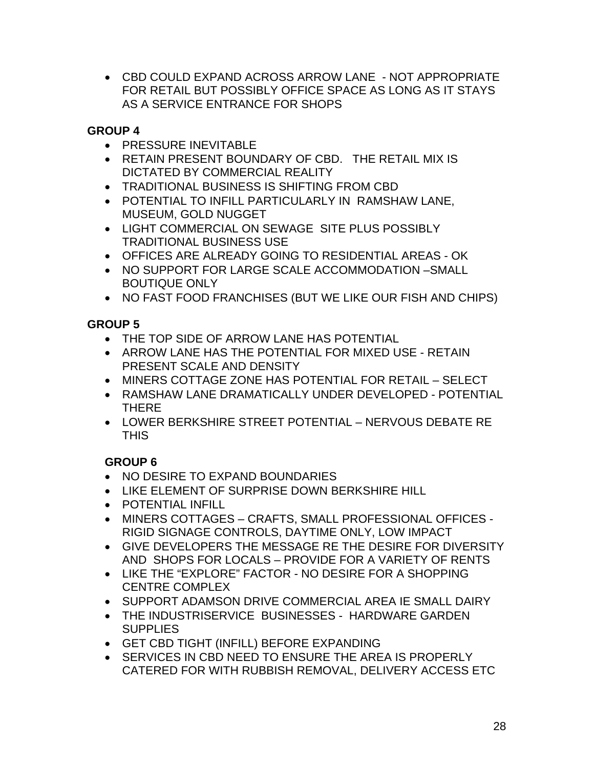- CBD COULD EXPAND ACROSS ARROW LANE - NOT APPROPRIATE FOR RETAIL BUT POSSIBLY OFFICE SPACE AS LONG AS IT STAYS AS A SERVICE ENTRANCE FOR SHOPS

**GROUP 4**

- PRESSURE INEVITABLE
- RETAIN PRESENT BOUNDARY OF CBD. THE RETAIL MIX IS DICTATED BY COMMERCIAL REALITY
- TRADITIONAL BUSINESS IS SHIFTING FROM CBD
- POTENTIAL TO INFILL PARTICULARLY IN RAMSHAW LANE, MUSEUM, GOLD NUGGET
- LIGHT COMMERCIAL ON SEWAGE SITE PLUS POSSIBLY TRADITIONAL BUSINESS USE
- OFFICES ARE ALREADY GOING TO RESIDENTIAL AREAS - OK
- NO SUPPORT FOR LARGE SCALE ACCOMMODATION –SMALL BOUTIQUE ONLY
- NO FAST FOOD FRANCHISES (BUT WE LIKE OUR FISH AND CHIPS)

**GROUP 5**

- THE TOP SIDE OF ARROW LANE HAS POTENTIAL
- ARROW LANE HAS THE POTENTIAL FOR MIXED USE - RETAIN PRESENT SCALE AND DENSITY
- MINERS COTTAGE ZONE HAS POTENTIAL FOR RETAIL – SELECT
- RAMSHAW LANE DRAMATICALLY UNDER DEVELOPED - POTENTIAL THERE
- LOWER BERKSHIRE STREET POTENTIAL – NERVOUS DEBATE RE THIS

**GROUP 6**

- NO DESIRE TO EXPAND BOUNDARIES
- LIKE ELEMENT OF SURPRISE DOWN BERKSHIRE HILL
- POTENTIAL INFILL
- MINERS COTTAGES – CRAFTS, SMALL PROFESSIONAL OFFICES - RIGID SIGNAGE CONTROLS, DAYTIME ONLY, LOW IMPACT
- GIVE DEVELOPERS THE MESSAGE RE THE DESIRE FOR DIVERSITY AND SHOPS FOR LOCALS – PROVIDE FOR A VARIETY OF RENTS
- LIKE THE "EXPLORE" FACTOR - NO DESIRE FOR A SHOPPING CENTRE COMPLEX
- SUPPORT ADAMSON DRIVE COMMERCIAL AREA IE SMALL DAIRY
- THE INDUSTRISERVICE BUSINESSES - HARDWARE GARDEN SUPPLIES
- GET CBD TIGHT (INFILL) BEFORE EXPANDING
- SERVICES IN CBD NEED TO ENSURE THE AREA IS PROPERLY CATERED FOR WITH RUBBISH REMOVAL, DELIVERY ACCESS ETC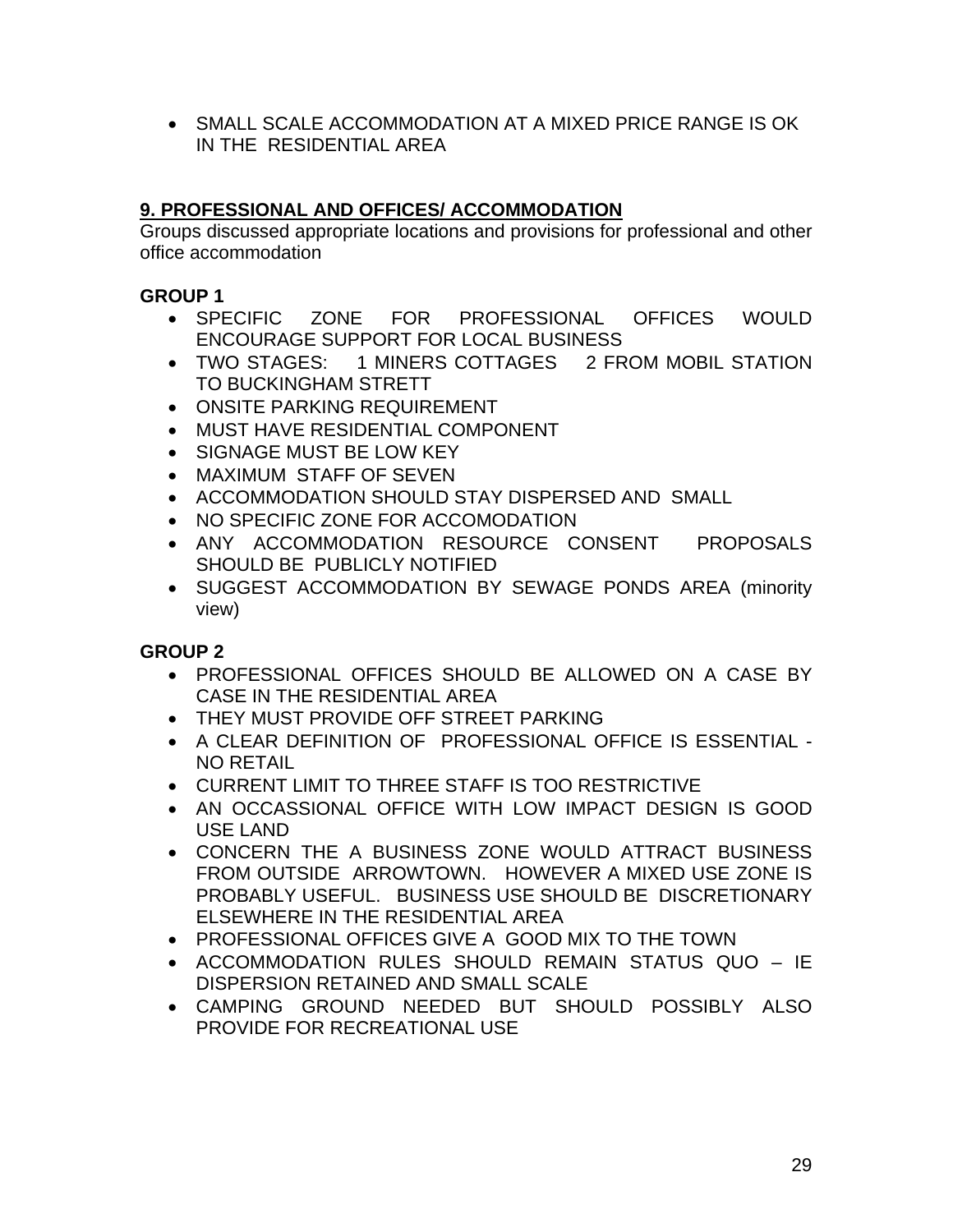- SMALL SCALE ACCOMMODATION AT A MIXED PRICE RANGE IS OK IN THE RESIDENTIAL AREA

## 9. PROFESSIONAL AND OFFICES/ ACCOMMODATION

Groups discussed appropriate locations and provisions for professional and other office accommodation

**GROUP 1**

- SPECIFIC ZONE FOR PROFESSIONAL OFFICES WOULD ENCOURAGE SUPPORT FOR LOCAL BUSINESS
- TWO STAGES: 1 MINERS COTTAGES 2 FROM MOBIL STATION TO BUCKINGHAM STRETT
- ONSITE PARKING REQUIREMENT
- MUST HAVE RESIDENTIAL COMPONENT
- SIGNAGE MUST BE LOW KEY
- MAXIMUM STAFF OF SEVEN
- ACCOMMODATION SHOULD STAY DISPERSED AND SMALL
- NO SPECIFIC ZONE FOR ACCOMODATION
- ANY ACCOMMODATION RESOURCE CONSENT PROPOSALS SHOULD BE PUBLICLY NOTIFIED
- SUGGEST ACCOMMODATION BY SEWAGE PONDS AREA (minority view)

**GROUP 2**

- PROFESSIONAL OFFICES SHOULD BE ALLOWED ON A CASE BY CASE IN THE RESIDENTIAL AREA
- THEY MUST PROVIDE OFF STREET PARKING
- A CLEAR DEFINITION OF PROFESSIONAL OFFICE IS ESSENTIAL - NO RETAIL
- CURRENT LIMIT TO THREE STAFF IS TOO RESTRICTIVE
- AN OCCASSIONAL OFFICE WITH LOW IMPACT DESIGN IS GOOD USE LAND
- CONCERN THE A BUSINESS ZONE WOULD ATTRACT BUSINESS FROM OUTSIDE ARROWTOWN. HOWEVER A MIXED USE ZONE IS PROBABLY USEFUL. BUSINESS USE SHOULD BE DISCRETIONARY ELSEWHERE IN THE RESIDENTIAL AREA
- PROFESSIONAL OFFICES GIVE A GOOD MIX TO THE TOWN
- ACCOMMODATION RULES SHOULD REMAIN STATUS QUO – IE DISPERSION RETAINED AND SMALL SCALE
- CAMPING GROUND NEEDED BUT SHOULD POSSIBLY ALSO PROVIDE FOR RECREATIONAL USE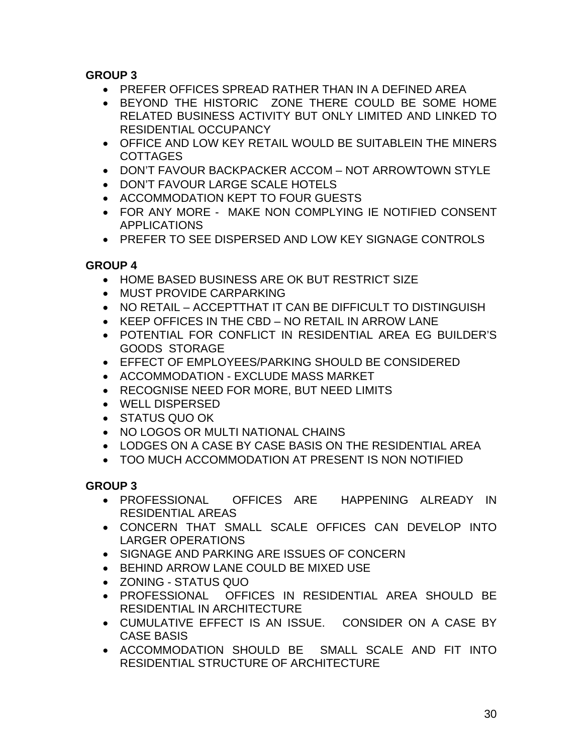**GROUP 3**

- PREFER OFFICES SPREAD RATHER THAN IN A DEFINED AREA
- BEYOND THE HISTORIC ZONE THERE COULD BE SOME HOME RELATED BUSINESS ACTIVITY BUT ONLY LIMITED AND LINKED TO RESIDENTIAL OCCUPANCY
- OFFICE AND LOW KEY RETAIL WOULD BE SUITABLEIN THE MINERS COTTAGES
- DON'T FAVOUR BACKPACKER ACCOM – NOT ARROWTOWN STYLE
- DON'T FAVOUR LARGE SCALE HOTELS
- ACCOMMODATION KEPT TO FOUR GUESTS
- FOR ANY MORE - MAKE NON COMPLYING IE NOTIFIED CONSENT APPLICATIONS
- PREFER TO SEE DISPERSED AND LOW KEY SIGNAGE CONTROLS

**GROUP 4**

- HOME BASED BUSINESS ARE OK BUT RESTRICT SIZE
- MUST PROVIDE CARPARKING
- NO RETAIL – ACCEPTTHAT IT CAN BE DIFFICULT TO DISTINGUISH
- KEEP OFFICES IN THE CBD – NO RETAIL IN ARROW LANE
- POTENTIAL FOR CONFLICT IN RESIDENTIAL AREA EG BUILDER'S GOODS STORAGE
- EFFECT OF EMPLOYEES/PARKING SHOULD BE CONSIDERED
- ACCOMMODATION - EXCLUDE MASS MARKET
- RECOGNISE NEED FOR MORE, BUT NEED LIMITS
- WELL DISPERSED
- STATUS QUO OK
- NO LOGOS OR MULTI NATIONAL CHAINS
- LODGES ON A CASE BY CASE BASIS ON THE RESIDENTIAL AREA
- TOO MUCH ACCOMMODATION AT PRESENT IS NON NOTIFIED

**GROUP 3**

- PROFESSIONAL OFFICES ARE HAPPENING ALREADY IN RESIDENTIAL AREAS
- CONCERN THAT SMALL SCALE OFFICES CAN DEVELOP INTO LARGER OPERATIONS
- SIGNAGE AND PARKING ARE ISSUES OF CONCERN
- BEHIND ARROW LANE COULD BE MIXED USE
- ZONING - STATUS QUO
- PROFESSIONAL OFFICES IN RESIDENTIAL AREA SHOULD BE RESIDENTIAL IN ARCHITECTURE
- CUMULATIVE EFFECT IS AN ISSUE. CONSIDER ON A CASE BY CASE BASIS
- ACCOMMODATION SHOULD BE SMALL SCALE AND FIT INTO RESIDENTIAL STRUCTURE OF ARCHITECTURE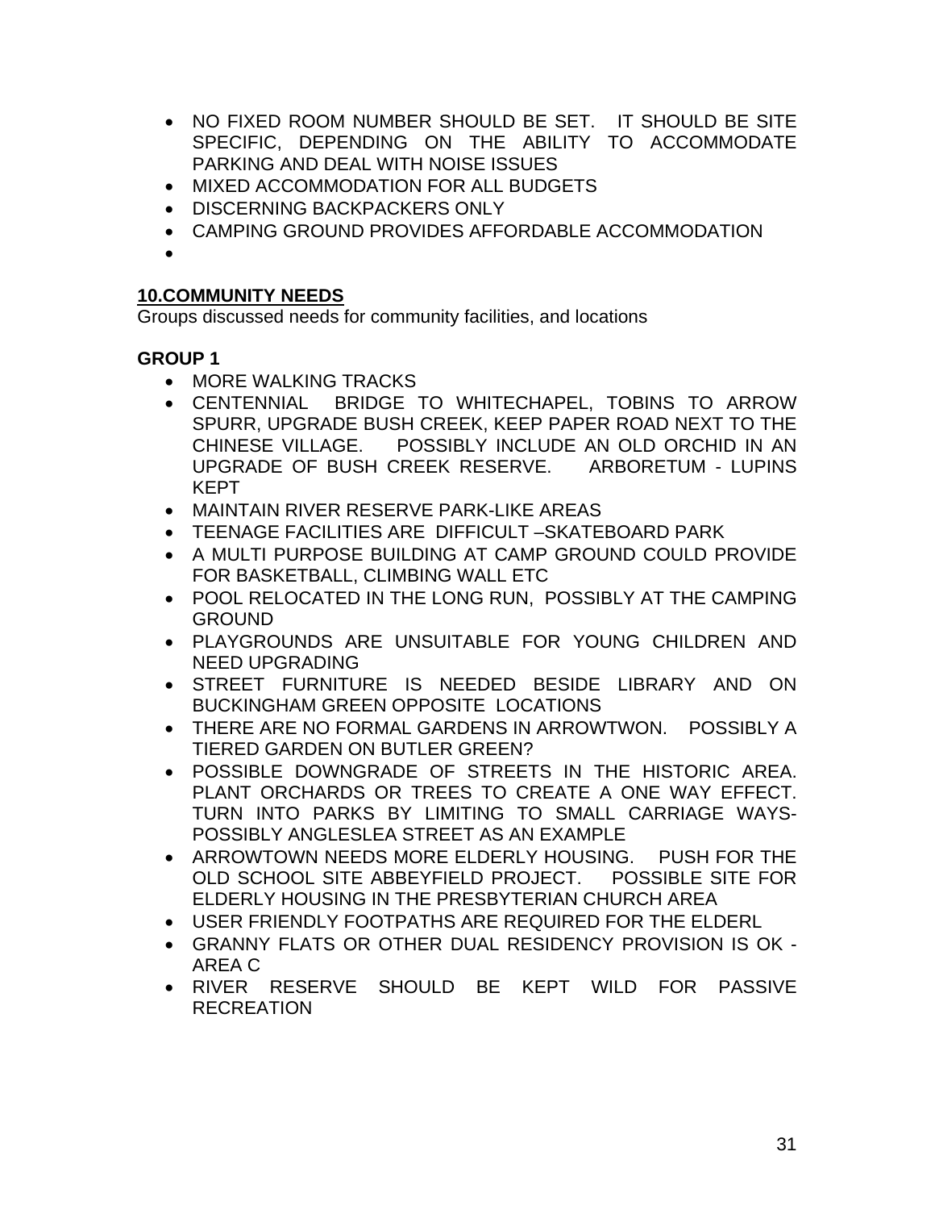- NO FIXED ROOM NUMBER SHOULD BE SET. IT SHOULD BE SITE SPECIFIC, DEPENDING ON THE ABILITY TO ACCOMMODATE PARKING AND DEAL WITH NOISE ISSUES
- MIXED ACCOMMODATION FOR ALL BUDGETS
- DISCERNING BACKPACKERS ONLY
- CAMPING GROUND PROVIDES AFFORDABLE ACCOMMODATION
- 

## 10.COMMUNITY NEEDS

Groups discussed needs for community facilities, and locations

### GROUP 1

- MORE WALKING TRACKS
- CENTENNIAL BRIDGE TO WHITECHAPEL, TOBINS TO ARROW SPURR, UPGRADE BUSH CREEK, KEEP PAPER ROAD NEXT TO THE CHINESE VILLAGE. POSSIBLY INCLUDE AN OLD ORCHID IN AN UPGRADE OF BUSH CREEK RESERVE. ARBORETUM - LUPINS KEPT
- MAINTAIN RIVER RESERVE PARK-LIKE AREAS
- TEENAGE FACILITIES ARE DIFFICULT –SKATEBOARD PARK
- A MULTI PURPOSE BUILDING AT CAMP GROUND COULD PROVIDE FOR BASKETBALL, CLIMBING WALL ETC
- POOL RELOCATED IN THE LONG RUN, POSSIBLY AT THE CAMPING GROUND
- PLAYGROUNDS ARE UNSUITABLE FOR YOUNG CHILDREN AND NEED UPGRADING
- STREET FURNITURE IS NEEDED BESIDE LIBRARY AND ON BUCKINGHAM GREEN OPPOSITE LOCATIONS
- THERE ARE NO FORMAL GARDENS IN ARROWTWON. POSSIBLY A TIERED GARDEN ON BUTLER GREEN?
- POSSIBLE DOWNGRADE OF STREETS IN THE HISTORIC AREA. PLANT ORCHARDS OR TREES TO CREATE A ONE WAY EFFECT. TURN INTO PARKS BY LIMITING TO SMALL CARRIAGE WAYS- POSSIBLY ANGLESLEA STREET AS AN EXAMPLE
- ARROWTOWN NEEDS MORE ELDERLY HOUSING. PUSH FOR THE OLD SCHOOL SITE ABBEYFIELD PROJECT. POSSIBLE SITE FOR ELDERLY HOUSING IN THE PRESBYTERIAN CHURCH AREA
- USER FRIENDLY FOOTPATHS ARE REQUIRED FOR THE ELDERL
- GRANNY FLATS OR OTHER DUAL RESIDENCY PROVISION IS OK - AREA C
- RIVER RESERVE SHOULD BE KEPT WILD FOR PASSIVE RECREATION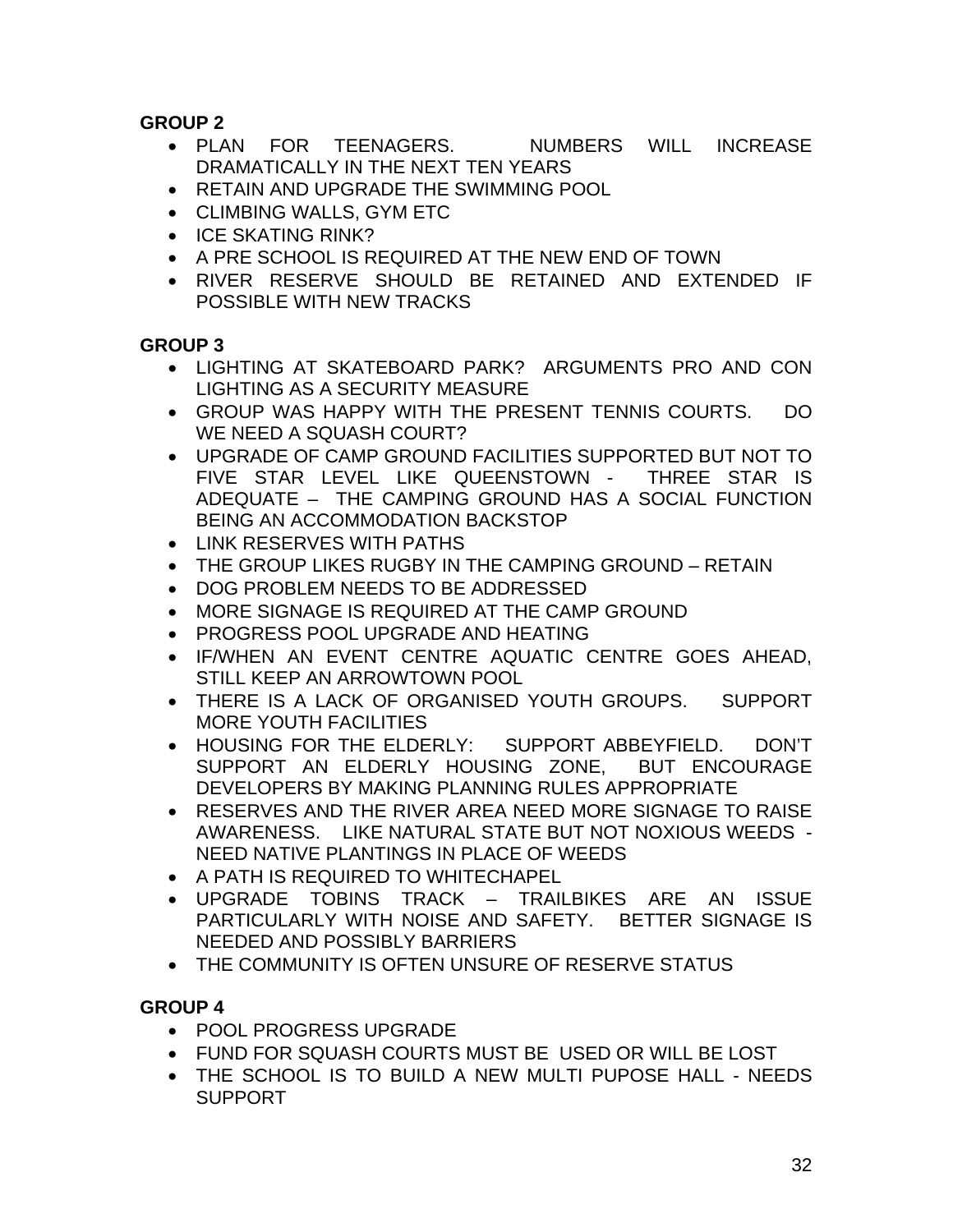**GROUP 2**

- PLAN FOR TEENAGERS. NUMBERS WILL INCREASE DRAMATICALLY IN THE NEXT TEN YEARS
- RETAIN AND UPGRADE THE SWIMMING POOL
- CLIMBING WALLS, GYM ETC
- ICE SKATING RINK?
- A PRE SCHOOL IS REQUIRED AT THE NEW END OF TOWN
- RIVER RESERVE SHOULD BE RETAINED AND EXTENDED IF POSSIBLE WITH NEW TRACKS

**GROUP 3**

- LIGHTING AT SKATEBOARD PARK? ARGUMENTS PRO AND CON LIGHTING AS A SECURITY MEASURE
- GROUP WAS HAPPY WITH THE PRESENT TENNIS COURTS. DO WE NEED A SQUASH COURT?
- UPGRADE OF CAMP GROUND FACILITIES SUPPORTED BUT NOT TO FIVE STAR LEVEL LIKE QUEENSTOWN - THREE STAR IS ADEQUATE – THE CAMPING GROUND HAS A SOCIAL FUNCTION BEING AN ACCOMMODATION BACKSTOP
- LINK RESERVES WITH PATHS
- THE GROUP LIKES RUGBY IN THE CAMPING GROUND – RETAIN
- DOG PROBLEM NEEDS TO BE ADDRESSED
- MORE SIGNAGE IS REQUIRED AT THE CAMP GROUND
- PROGRESS POOL UPGRADE AND HEATING
- IF/WHEN AN EVENT CENTRE AQUATIC CENTRE GOES AHEAD, STILL KEEP AN ARROWTOWN POOL
- THERE IS A LACK OF ORGANISED YOUTH GROUPS. SUPPORT MORE YOUTH FACILITIES
- HOUSING FOR THE ELDERLY: SUPPORT ABBEYFIELD. DON'T SUPPORT AN ELDERLY HOUSING ZONE, BUT ENCOURAGE DEVELOPERS BY MAKING PLANNING RULES APPROPRIATE
- RESERVES AND THE RIVER AREA NEED MORE SIGNAGE TO RAISE AWARENESS. LIKE NATURAL STATE BUT NOT NOXIOUS WEEDS - NEED NATIVE PLANTINGS IN PLACE OF WEEDS
- A PATH IS REQUIRED TO WHITECHAPEL
- UPGRADE TOBINS TRACK – TRAILBIKES ARE AN ISSUE PARTICULARLY WITH NOISE AND SAFETY. BETTER SIGNAGE IS NEEDED AND POSSIBLY BARRIERS
- THE COMMUNITY IS OFTEN UNSURE OF RESERVE STATUS

**GROUP 4**

- POOL PROGRESS UPGRADE
- FUND FOR SQUASH COURTS MUST BE USED OR WILL BE LOST
- THE SCHOOL IS TO BUILD A NEW MULTI PUPOSE HALL - NEEDS SUPPORT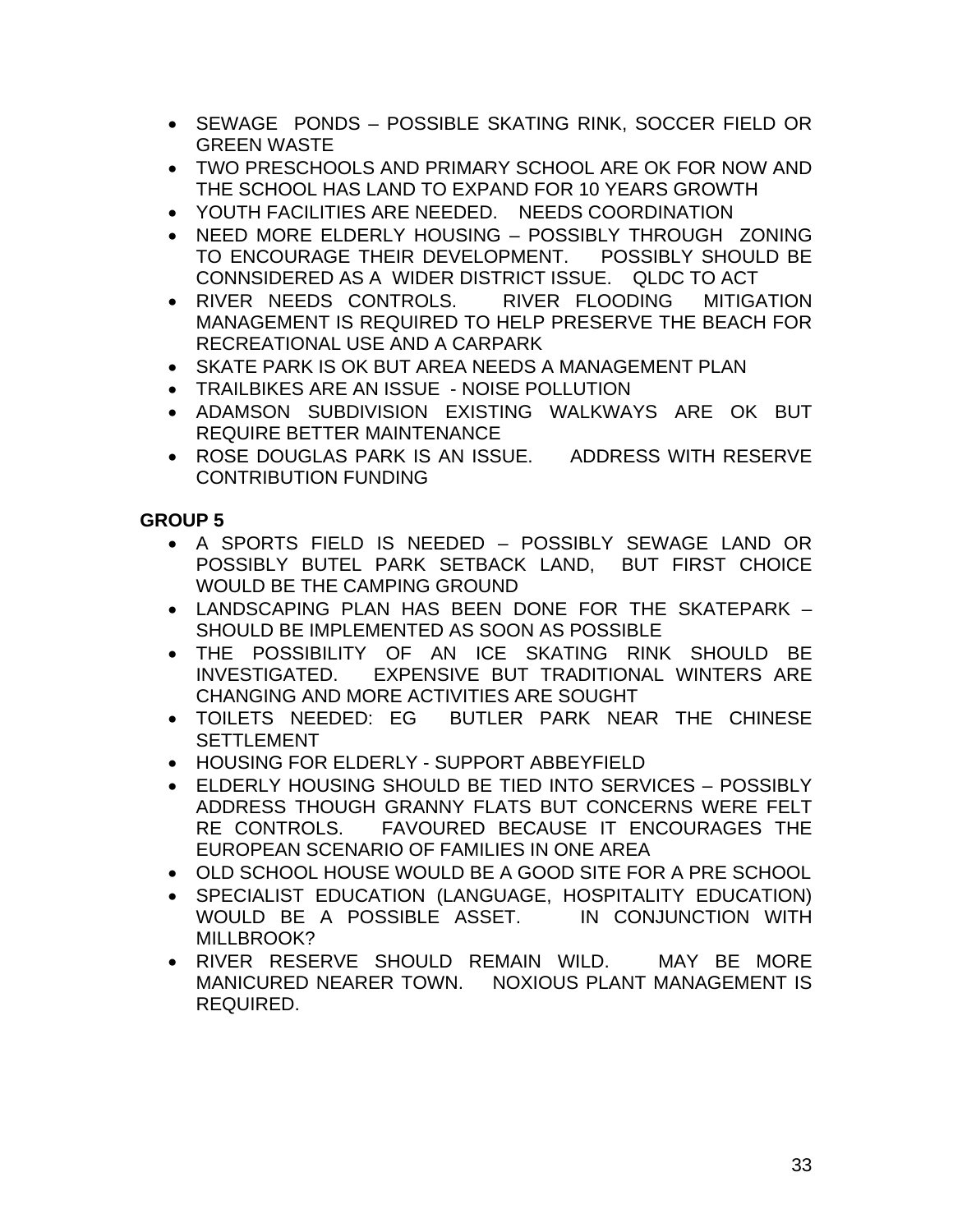- SEWAGE PONDS – POSSIBLE SKATING RINK, SOCCER FIELD OR GREEN WASTE
- TWO PRESCHOOLS AND PRIMARY SCHOOL ARE OK FOR NOW AND THE SCHOOL HAS LAND TO EXPAND FOR 10 YEARS GROWTH
- YOUTH FACILITIES ARE NEEDED. NEEDS COORDINATION
- NEED MORE ELDERLY HOUSING – POSSIBLY THROUGH ZONING TO ENCOURAGE THEIR DEVELOPMENT. POSSIBLY SHOULD BE CONNSIDERED AS A WIDER DISTRICT ISSUE. QLDC TO ACT
- RIVER NEEDS CONTROLS. RIVER FLOODING MITIGATION MANAGEMENT IS REQUIRED TO HELP PRESERVE THE BEACH FOR RECREATIONAL USE AND A CARPARK
- SKATE PARK IS OK BUT AREA NEEDS A MANAGEMENT PLAN
- TRAILBIKES ARE AN ISSUE - NOISE POLLUTION
- ADAMSON SUBDIVISION EXISTING WALKWAYS ARE OK BUT REQUIRE BETTER MAINTENANCE
- ROSE DOUGLAS PARK IS AN ISSUE. ADDRESS WITH RESERVE CONTRIBUTION FUNDING

**GROUP 5**

- A SPORTS FIELD IS NEEDED – POSSIBLY SEWAGE LAND OR POSSIBLY BUTEL PARK SETBACK LAND, BUT FIRST CHOICE WOULD BE THE CAMPING GROUND
- LANDSCAPING PLAN HAS BEEN DONE FOR THE SKATEPARK – SHOULD BE IMPLEMENTED AS SOON AS POSSIBLE
- THE POSSIBILITY OF AN ICE SKATING RINK SHOULD BE INVESTIGATED. EXPENSIVE BUT TRADITIONAL WINTERS ARE CHANGING AND MORE ACTIVITIES ARE SOUGHT
- TOILETS NEEDED: EG BUTLER PARK NEAR THE CHINESE SETTLEMENT
- HOUSING FOR ELDERLY - SUPPORT ABBEYFIELD
- ELDERLY HOUSING SHOULD BE TIED INTO SERVICES – POSSIBLY ADDRESS THOUGH GRANNY FLATS BUT CONCERNS WERE FELT RE CONTROLS. FAVOURED BECAUSE IT ENCOURAGES THE EUROPEAN SCENARIO OF FAMILIES IN ONE AREA
- OLD SCHOOL HOUSE WOULD BE A GOOD SITE FOR A PRE SCHOOL
- SPECIALIST EDUCATION (LANGUAGE, HOSPITALITY EDUCATION) WOULD BE A POSSIBLE ASSET. IN CONJUNCTION WITH MILLBROOK?
- RIVER RESERVE SHOULD REMAIN WILD. MAY BE MORE MANICURED NEARER TOWN. NOXIOUS PLANT MANAGEMENT IS REQUIRED.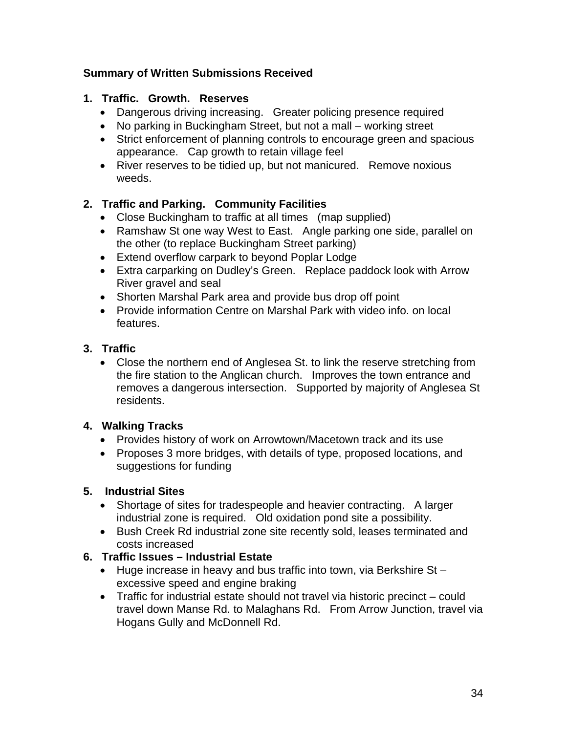**Summary of Written Submissions Received**

1. **Traffic. Growth. Reserves**
   - Dangerous driving increasing. Greater policing presence required
   - No parking in Buckingham Street, but not a mall – working street
   - Strict enforcement of planning controls to encourage green and spacious appearance. Cap growth to retain village feel
   - River reserves to be tidied up, but not manicured. Remove noxious weeds.

2. **Traffic and Parking. Community Facilities**
   - Close Buckingham to traffic at all times (map supplied)
   - Ramshaw St one way West to East. Angle parking one side, parallel on the other (to replace Buckingham Street parking)
   - Extend overflow carpark to beyond Poplar Lodge
   - Extra carparking on Dudley's Green. Replace paddock look with Arrow River gravel and seal
   - Shorten Marshal Park area and provide bus drop off point
   - Provide information Centre on Marshal Park with video info. on local features.

3. **Traffic**
   - Close the northern end of Anglesea St. to link the reserve stretching from the fire station to the Anglican church. Improves the town entrance and removes a dangerous intersection. Supported by majority of Anglesea St residents.

4. **Walking Tracks**
   - Provides history of work on Arrowtown/Macetown track and its use
   - Proposes 3 more bridges, with details of type, proposed locations, and suggestions for funding

5. **Industrial Sites**
   - Shortage of sites for tradespeople and heavier contracting. A larger industrial zone is required. Old oxidation pond site a possibility.
   - Bush Creek Rd industrial zone site recently sold, leases terminated and costs increased

6. **Traffic Issues – Industrial Estate**
   - Huge increase in heavy and bus traffic into town, via Berkshire St – excessive speed and engine braking
   - Traffic for industrial estate should not travel via historic precinct – could travel down Manse Rd. to Malaghans Rd. From Arrow Junction, travel via Hogans Gully and McDonnell Rd.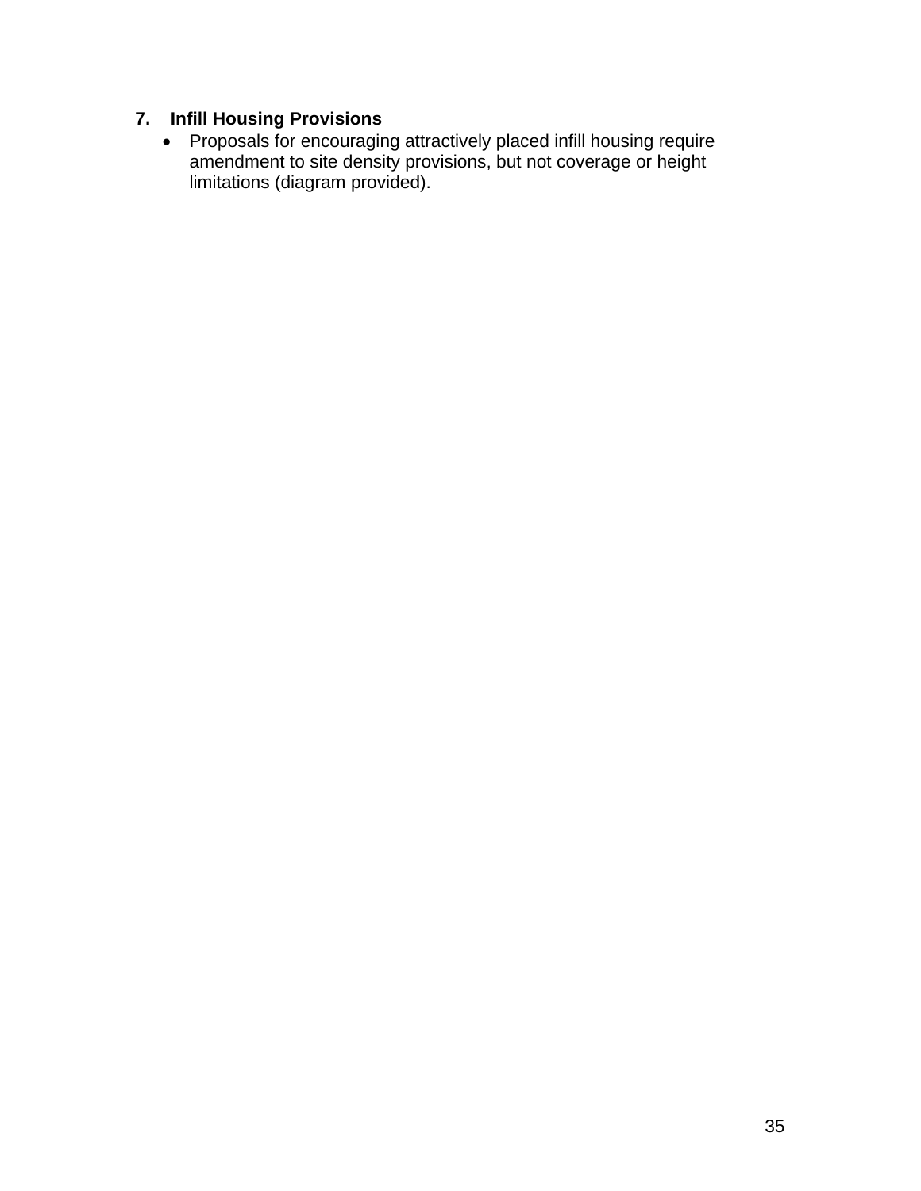**7. Infill Housing Provisions**

- Proposals for encouraging attractively placed infill housing require amendment to site density provisions, but not coverage or height limitations (diagram provided).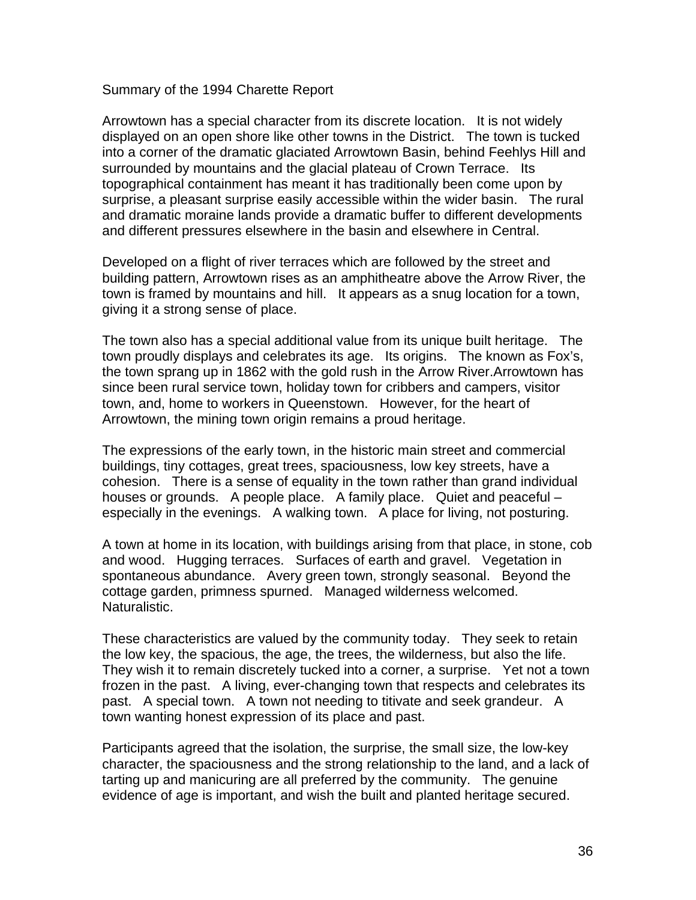Summary of the 1994 Charette Report

Arrowtown has a special character from its discrete location. It is not widely displayed on an open shore like other towns in the District. The town is tucked into a corner of the dramatic glaciated Arrowtown Basin, behind Feehlys Hill and surrounded by mountains and the glacial plateau of Crown Terrace. Its topographical containment has meant it has traditionally been come upon by surprise, a pleasant surprise easily accessible within the wider basin. The rural and dramatic moraine lands provide a dramatic buffer to different developments and different pressures elsewhere in the basin and elsewhere in Central.

Developed on a flight of river terraces which are followed by the street and building pattern, Arrowtown rises as an amphitheatre above the Arrow River, the town is framed by mountains and hill. It appears as a snug location for a town, giving it a strong sense of place.

The town also has a special additional value from its unique built heritage. The town proudly displays and celebrates its age. Its origins. The known as Fox's, the town sprang up in 1862 with the gold rush in the Arrow River.Arrowtown has since been rural service town, holiday town for cribbers and campers, visitor town, and, home to workers in Queenstown. However, for the heart of Arrowtown, the mining town origin remains a proud heritage.

The expressions of the early town, in the historic main street and commercial buildings, tiny cottages, great trees, spaciousness, low key streets, have a cohesion. There is a sense of equality in the town rather than grand individual houses or grounds. A people place. A family place. Quiet and peaceful – especially in the evenings. A walking town. A place for living, not posturing.

A town at home in its location, with buildings arising from that place, in stone, cob and wood. Hugging terraces. Surfaces of earth and gravel. Vegetation in spontaneous abundance. Avery green town, strongly seasonal. Beyond the cottage garden, primness spurned. Managed wilderness welcomed. Naturalistic.

These characteristics are valued by the community today. They seek to retain the low key, the spacious, the age, the trees, the wilderness, but also the life. They wish it to remain discretely tucked into a corner, a surprise. Yet not a town frozen in the past. A living, ever-changing town that respects and celebrates its past. A special town. A town not needing to titivate and seek grandeur. A town wanting honest expression of its place and past.

Participants agreed that the isolation, the surprise, the small size, the low-key character, the spaciousness and the strong relationship to the land, and a lack of tarting up and manicuring are all preferred by the community. The genuine evidence of age is important, and wish the built and planted heritage secured.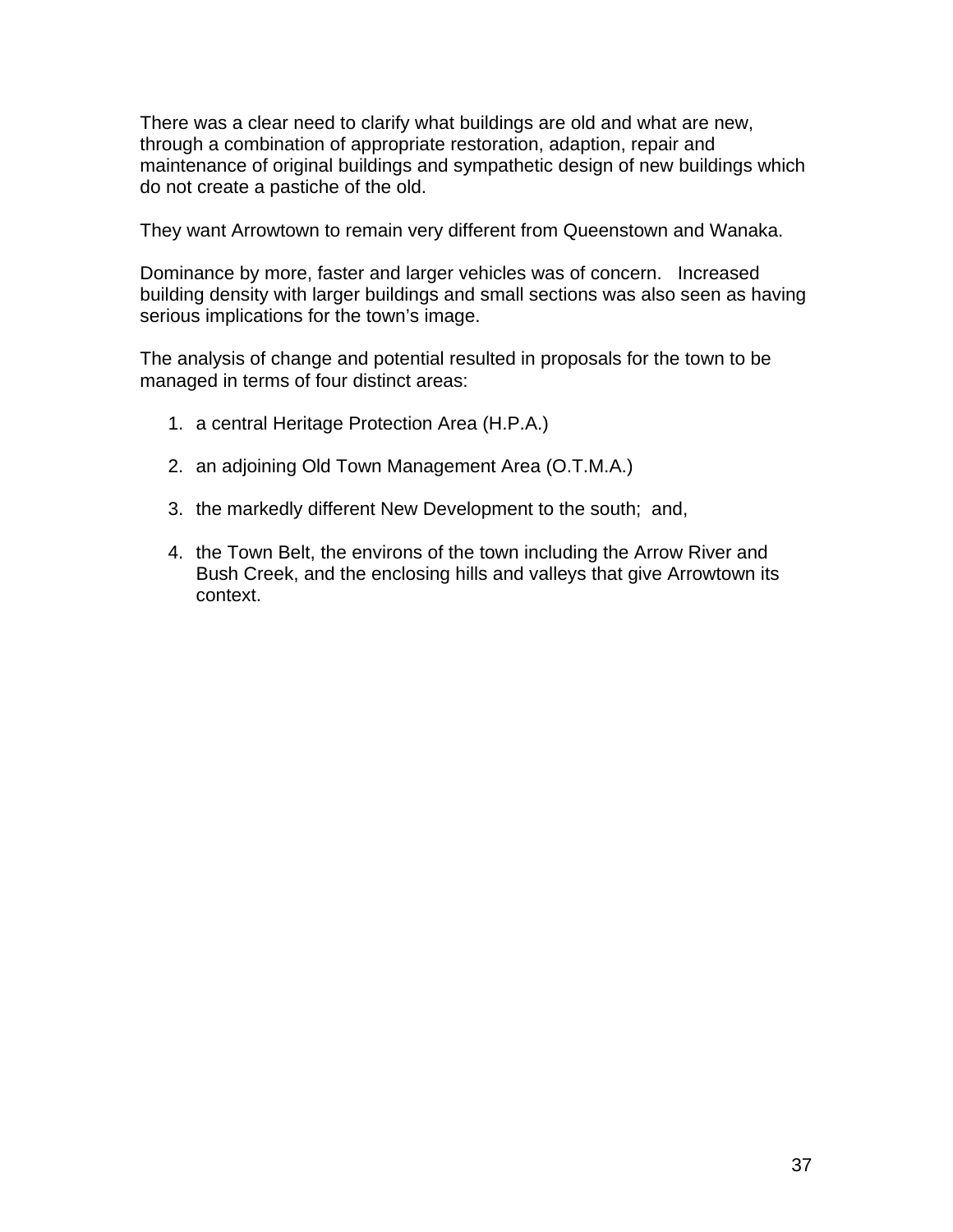There was a clear need to clarify what buildings are old and what are new, through a combination of appropriate restoration, adaption, repair and maintenance of original buildings and sympathetic design of new buildings which do not create a pastiche of the old.

They want Arrowtown to remain very different from Queenstown and Wanaka.

Dominance by more, faster and larger vehicles was of concern. Increased building density with larger buildings and small sections was also seen as having serious implications for the town's image.

The analysis of change and potential resulted in proposals for the town to be managed in terms of four distinct areas:

1. a central Heritage Protection Area (H.P.A.)

2. an adjoining Old Town Management Area (O.T.M.A.)

3. the markedly different New Development to the south; and,

4. the Town Belt, the environs of the town including the Arrow River and Bush Creek, and the enclosing hills and valleys that give Arrowtown its context.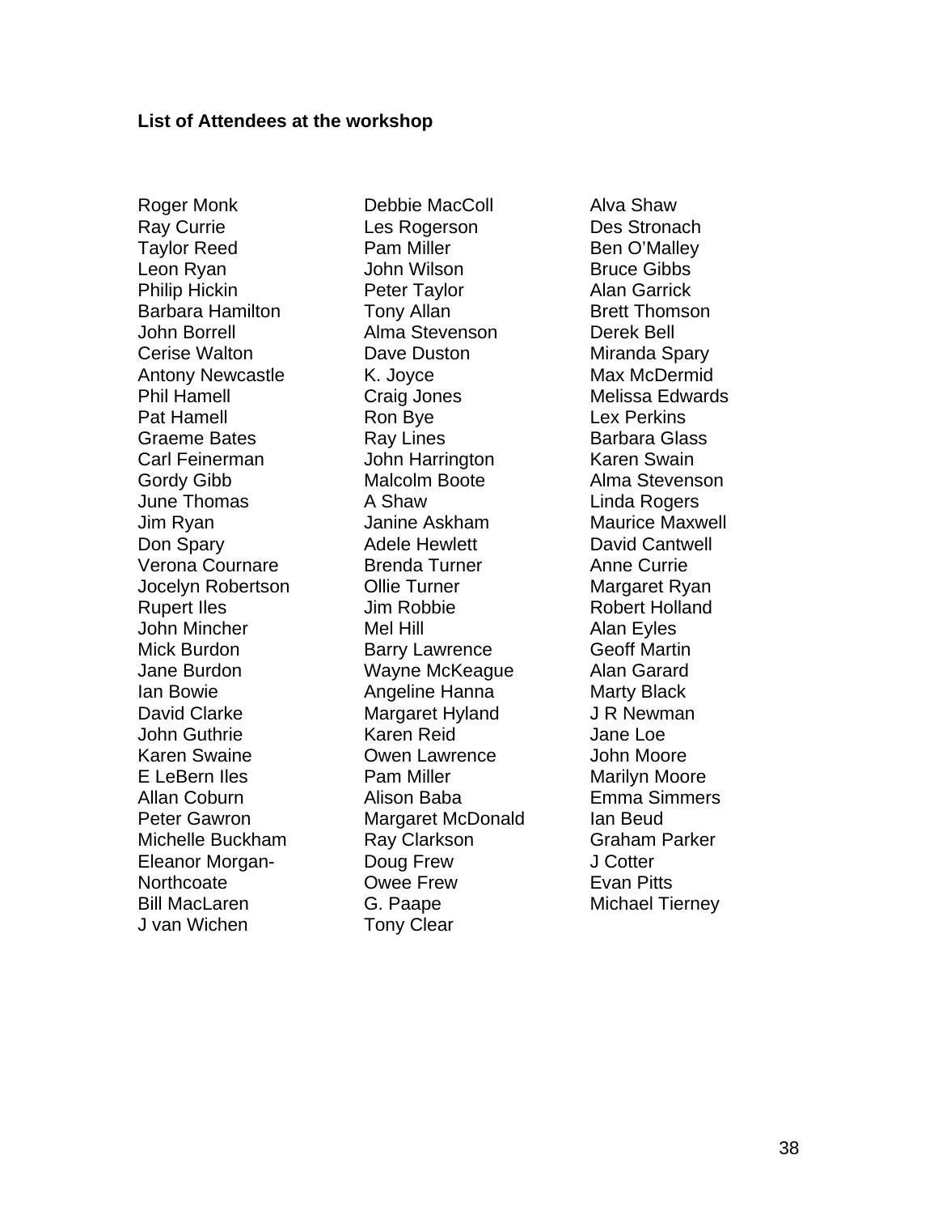**List of Attendees at the workshop**

Roger Monk
Ray Currie
Taylor Reed
Leon Ryan
Philip Hickin
Barbara Hamilton
John Borrell
Cerise Walton
Antony Newcastle
Phil Hamell
Pat Hamell
Graeme Bates
Carl Feinerman
Gordy Gibb
June Thomas
Jim Ryan
Don Spary
Verona Cournare
Jocelyn Robertson
Rupert Iles
John Mincher
Mick Burdon
Jane Burdon
Ian Bowie
David Clarke
John Guthrie
Karen Swaine
E LeBern Iles
Allan Coburn
Peter Gawron
Michelle Buckham
Eleanor Morgan-Northcoate
Bill MacLaren
J van Wichen
Debbie MacColl
Les Rogerson
Pam Miller
John Wilson
Peter Taylor
Tony Allan
Alma Stevenson
Dave Duston
K. Joyce
Craig Jones
Ron Bye
Ray Lines
John Harrington
Malcolm Boote
A Shaw
Janine Askham
Adele Hewlett
Brenda Turner
Ollie Turner
Jim Robbie
Mel Hill
Barry Lawrence
Wayne McKeague
Angeline Hanna
Margaret Hyland
Karen Reid
Owen Lawrence
Pam Miller
Alison Baba
Margaret McDonald
Ray Clarkson
Doug Frew
Owee Frew
G. Paape
Tony Clear
Alva Shaw
Des Stronach
Ben O'Malley
Bruce Gibbs
Alan Garrick
Brett Thomson
Derek Bell
Miranda Spary
Max McDermid
Melissa Edwards
Lex Perkins
Barbara Glass
Karen Swain
Alma Stevenson
Linda Rogers
Maurice Maxwell
David Cantwell
Anne Currie
Margaret Ryan
Robert Holland
Alan Eyles
Geoff Martin
Alan Garard
Marty Black
J R Newman
Jane Loe
John Moore
Marilyn Moore
Emma Simmers
Ian Beud
Graham Parker
J Cotter
Evan Pitts
Michael Tierney